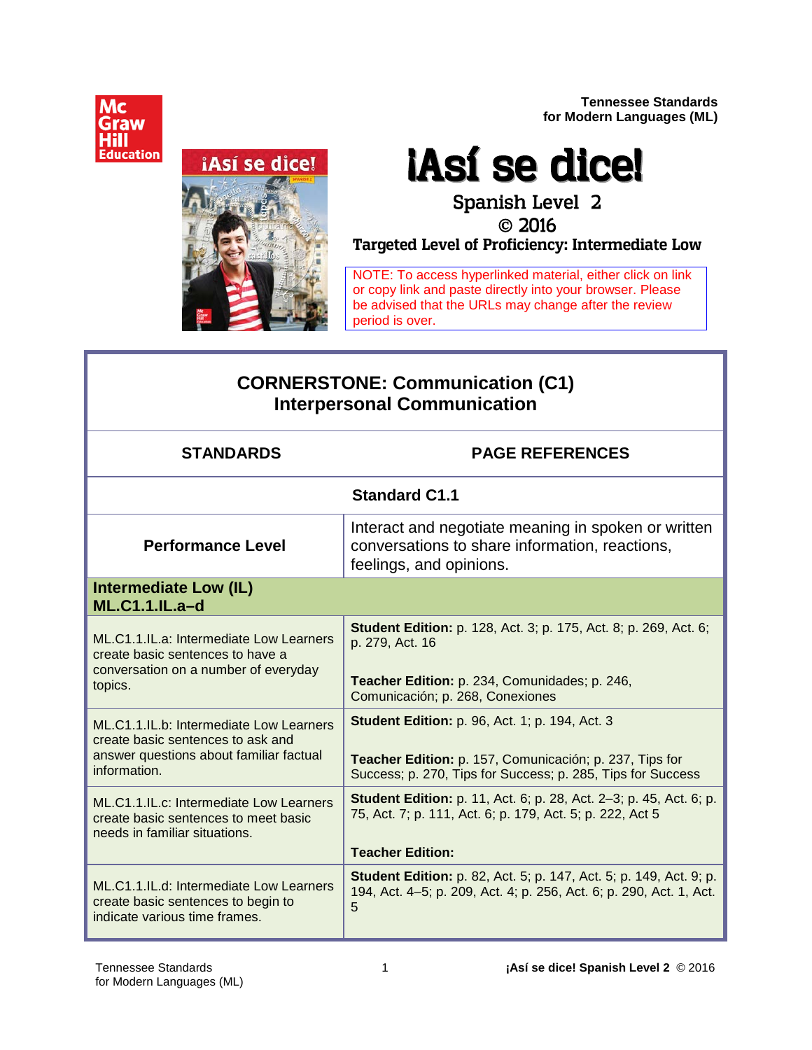Tennessee Standards
for Modern Languages (ML)

# ¡Así se dice!

Spanish Level 2

© 2016

**Targeted Level of Proficiency: Intermediate Low**

NOTE: To access hyperlinked material, either click on link or copy link and paste directly into your browser. Please be advised that the URLs may change after the review period is over.

## CORNERSTONE: Communication (C1)
## Interpersonal Communication

| STANDARDS | PAGE REFERENCES |
|---|---|
| **Standard C1.1** | |
| **Performance Level** | Interact and negotiate meaning in spoken or written conversations to share information, reactions, feelings, and opinions. |
| **Intermediate Low (IL) ML.C1.1.IL.a–d** | |
| ML.C1.1.IL.a: Intermediate Low Learners create basic sentences to have a conversation on a number of everyday topics. | **Student Edition:** p. 128, Act. 3; p. 175, Act. 8; p. 269, Act. 6; p. 279, Act. 16<br><br>**Teacher Edition:** p. 234, Comunidades; p. 246, Comunicación; p. 268, Conexiones |
| ML.C1.1.IL.b: Intermediate Low Learners create basic sentences to ask and answer questions about familiar factual information. | **Student Edition:** p. 96, Act. 1; p. 194, Act. 3<br><br>**Teacher Edition:** p. 157, Comunicación; p. 237, Tips for Success; p. 270, Tips for Success; p. 285, Tips for Success |
| ML.C1.1.IL.c: Intermediate Low Learners create basic sentences to meet basic needs in familiar situations. | **Student Edition:** p. 11, Act. 6; p. 28, Act. 2–3; p. 45, Act. 6; p. 75, Act. 7; p. 111, Act. 6; p. 179, Act. 5; p. 222, Act 5<br><br>**Teacher Edition:** |
| ML.C1.1.IL.d: Intermediate Low Learners create basic sentences to begin to indicate various time frames. | **Student Edition:** p. 82, Act. 5; p. 147, Act. 5; p. 149, Act. 9; p. 194, Act. 4–5; p. 209, Act. 4; p. 256, Act. 6; p. 290, Act. 1, Act. 5 |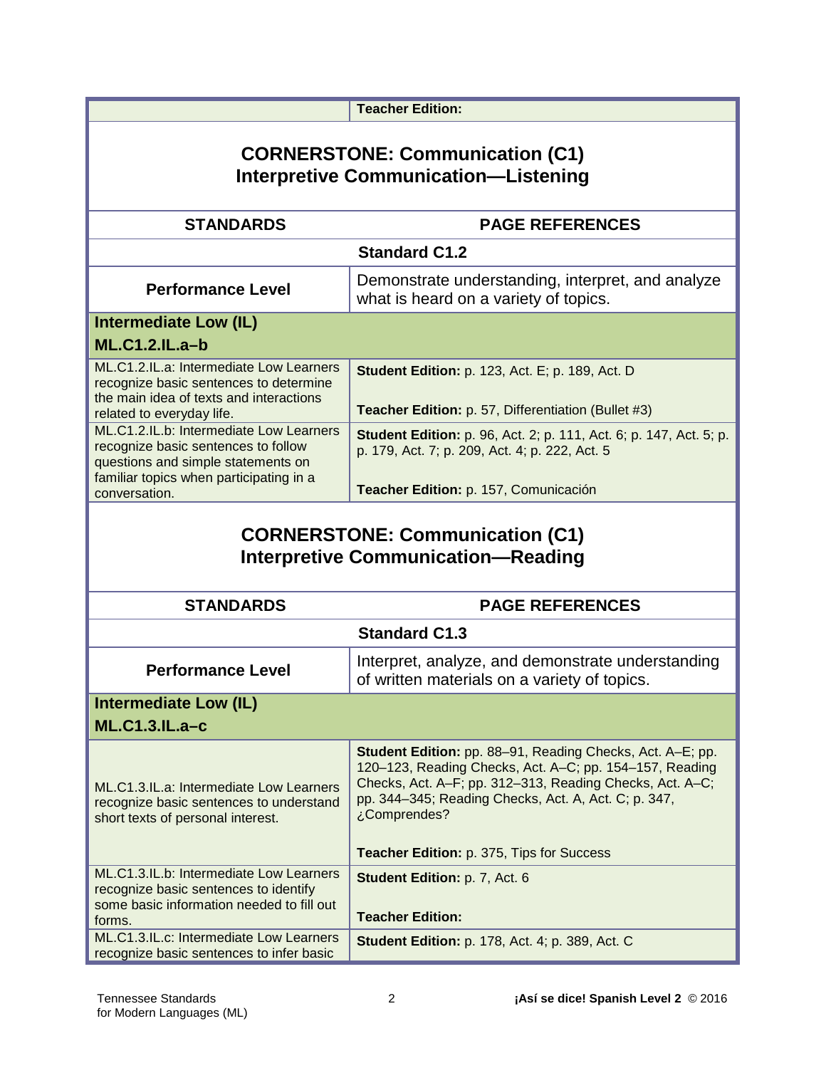| | **Teacher Edition:** |
|---|---|

## CORNERSTONE: Communication (C1)
## Interpretive Communication—Listening

| STANDARDS | PAGE REFERENCES |
|---|---|
| **Standard C1.2** | |
| **Performance Level** | Demonstrate understanding, interpret, and analyze what is heard on a variety of topics. |
| **Intermediate Low (IL)** **ML.C1.2.IL.a–b** | |
| ML.C1.2.IL.a: Intermediate Low Learners recognize basic sentences to determine the main idea of texts and interactions related to everyday life. | **Student Edition:** p. 123, Act. E; p. 189, Act. D<br><br>**Teacher Edition:** p. 57, Differentiation (Bullet #3) |
| ML.C1.2.IL.b: Intermediate Low Learners recognize basic sentences to follow questions and simple statements on familiar topics when participating in a conversation. | **Student Edition:** p. 96, Act. 2; p. 111, Act. 6; p. 147, Act. 5; p. p. 179, Act. 7; p. 209, Act. 4; p. 222, Act. 5<br><br>**Teacher Edition:** p. 157, Comunicación |

## CORNERSTONE: Communication (C1)
## Interpretive Communication—Reading

| STANDARDS | PAGE REFERENCES |
|---|---|
| **Standard C1.3** | |
| **Performance Level** | Interpret, analyze, and demonstrate understanding of written materials on a variety of topics. |
| **Intermediate Low (IL)** **ML.C1.3.IL.a–c** | |
| ML.C1.3.IL.a: Intermediate Low Learners recognize basic sentences to understand short texts of personal interest. | **Student Edition:** pp. 88–91, Reading Checks, Act. A–E; pp. 120–123, Reading Checks, Act. A–C; pp. 154–157, Reading Checks, Act. A–F; pp. 312–313, Reading Checks, Act. A–C; pp. 344–345; Reading Checks, Act. A, Act. C; p. 347, ¿Comprendes?<br><br>**Teacher Edition:** p. 375, Tips for Success |
| ML.C1.3.IL.b: Intermediate Low Learners recognize basic sentences to identify some basic information needed to fill out forms. | **Student Edition:** p. 7, Act. 6<br><br>**Teacher Edition:** |
| ML.C1.3.IL.c: Intermediate Low Learners recognize basic sentences to infer basic | **Student Edition:** p. 178, Act. 4; p. 389, Act. C |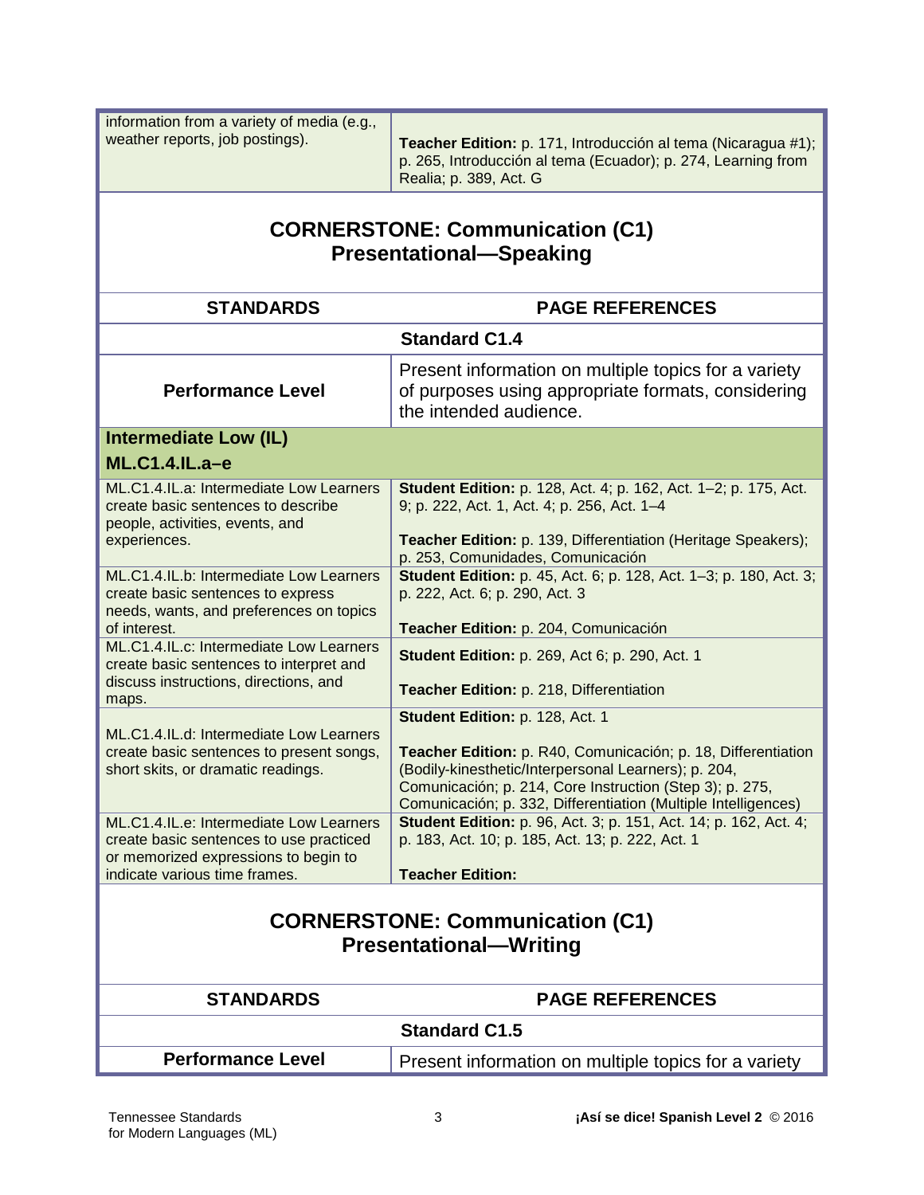| | |
|---|---|
| information from a variety of media (e.g., weather reports, job postings). | **Teacher Edition:** p. 171, Introducción al tema (Nicaragua #1); p. 265, Introducción al tema (Ecuador); p. 274, Learning from Realia; p. 389, Act. G |

## CORNERSTONE: Communication (C1) Presentational—Speaking

| STANDARDS | PAGE REFERENCES |
|---|---|
| **Standard C1.4** | |
| **Performance Level** | Present information on multiple topics for a variety of purposes using appropriate formats, considering the intended audience. |
| **Intermediate Low (IL)** **ML.C1.4.IL.a–e** | |
| ML.C1.4.IL.a: Intermediate Low Learners create basic sentences to describe people, activities, events, and experiences. | **Student Edition:** p. 128, Act. 4; p. 162, Act. 1–2; p. 175, Act. 9; p. 222, Act. 1, Act. 4; p. 256, Act. 1–4<br><br>**Teacher Edition:** p. 139, Differentiation (Heritage Speakers); p. 253, Comunidades, Comunicación |
| ML.C1.4.IL.b: Intermediate Low Learners create basic sentences to express needs, wants, and preferences on topics of interest. | **Student Edition:** p. 45, Act. 6; p. 128, Act. 1–3; p. 180, Act. 3; p. 222, Act. 6; p. 290, Act. 3<br><br>**Teacher Edition:** p. 204, Comunicación |
| ML.C1.4.IL.c: Intermediate Low Learners create basic sentences to interpret and discuss instructions, directions, and maps. | **Student Edition:** p. 269, Act 6; p. 290, Act. 1<br><br>**Teacher Edition:** p. 218, Differentiation |
| ML.C1.4.IL.d: Intermediate Low Learners create basic sentences to present songs, short skits, or dramatic readings. | **Student Edition:** p. 128, Act. 1<br><br>**Teacher Edition:** p. R40, Comunicación; p. 18, Differentiation (Bodily-kinesthetic/Interpersonal Learners); p. 204, Comunicación; p. 214, Core Instruction (Step 3); p. 275, Comunicación; p. 332, Differentiation (Multiple Intelligences) |
| ML.C1.4.IL.e: Intermediate Low Learners create basic sentences to use practiced or memorized expressions to begin to indicate various time frames. | **Student Edition:** p. 96, Act. 3; p. 151, Act. 14; p. 162, Act. 4; p. 183, Act. 10; p. 185, Act. 13; p. 222, Act. 1<br><br>**Teacher Edition:** |

## CORNERSTONE: Communication (C1) Presentational—Writing

| STANDARDS | PAGE REFERENCES |
|---|---|
| **Standard C1.5** | |
| **Performance Level** | Present information on multiple topics for a variety |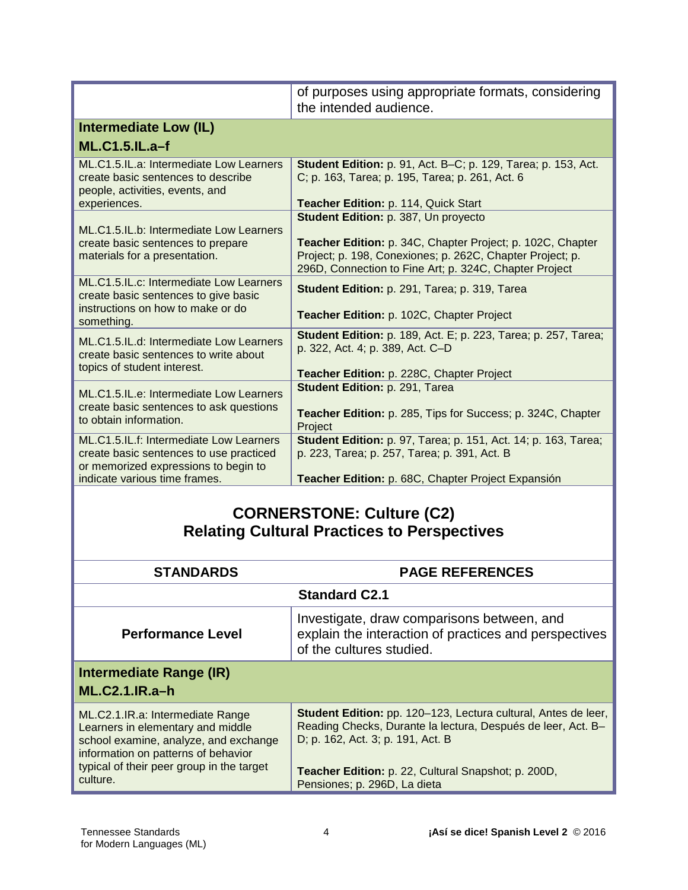| | |
|---|---|
| | of purposes using appropriate formats, considering the intended audience. |
| **Intermediate Low (IL)** **ML.C1.5.IL.a–f** | |
| ML.C1.5.IL.a: Intermediate Low Learners create basic sentences to describe people, activities, events, and experiences. | **Student Edition:** p. 91, Act. B–C; p. 129, Tarea; p. 153, Act. C; p. 163, Tarea; p. 195, Tarea; p. 261, Act. 6<br><br>**Teacher Edition:** p. 114, Quick Start |
| ML.C1.5.IL.b: Intermediate Low Learners create basic sentences to prepare materials for a presentation. | **Student Edition:** p. 387, Un proyecto<br><br>**Teacher Edition:** p. 34C, Chapter Project; p. 102C, Chapter Project; p. 198, Conexiones; p. 262C, Chapter Project; p. 296D, Connection to Fine Art; p. 324C, Chapter Project |
| ML.C1.5.IL.c: Intermediate Low Learners create basic sentences to give basic instructions on how to make or do something. | **Student Edition:** p. 291, Tarea; p. 319, Tarea<br><br>**Teacher Edition:** p. 102C, Chapter Project |
| ML.C1.5.IL.d: Intermediate Low Learners create basic sentences to write about topics of student interest. | **Student Edition:** p. 189, Act. E; p. 223, Tarea; p. 257, Tarea; p. 322, Act. 4; p. 389, Act. C–D<br><br>**Teacher Edition:** p. 228C, Chapter Project |
| ML.C1.5.IL.e: Intermediate Low Learners create basic sentences to ask questions to obtain information. | **Student Edition:** p. 291, Tarea<br><br>**Teacher Edition:** p. 285, Tips for Success; p. 324C, Chapter Project |
| ML.C1.5.IL.f: Intermediate Low Learners create basic sentences to use practiced or memorized expressions to begin to indicate various time frames. | **Student Edition:** p. 97, Tarea; p. 151, Act. 14; p. 163, Tarea; p. 223, Tarea; p. 257, Tarea; p. 391, Act. B<br><br>**Teacher Edition:** p. 68C, Chapter Project Expansión |

## CORNERSTONE: Culture (C2)
## Relating Cultural Practices to Perspectives

| STANDARDS | PAGE REFERENCES |
|---|---|
| **Standard C2.1** | |
| **Performance Level** | Investigate, draw comparisons between, and explain the interaction of practices and perspectives of the cultures studied. |
| **Intermediate Range (IR)** **ML.C2.1.IR.a–h** | |
| ML.C2.1.IR.a: Intermediate Range Learners in elementary and middle school examine, analyze, and exchange information on patterns of behavior typical of their peer group in the target culture. | **Student Edition:** pp. 120–123, Lectura cultural, Antes de leer, Reading Checks, Durante la lectura, Después de leer, Act. B–D; p. 162, Act. 3; p. 191, Act. B<br><br>**Teacher Edition:** p. 22, Cultural Snapshot; p. 200D, Pensiones; p. 296D, La dieta |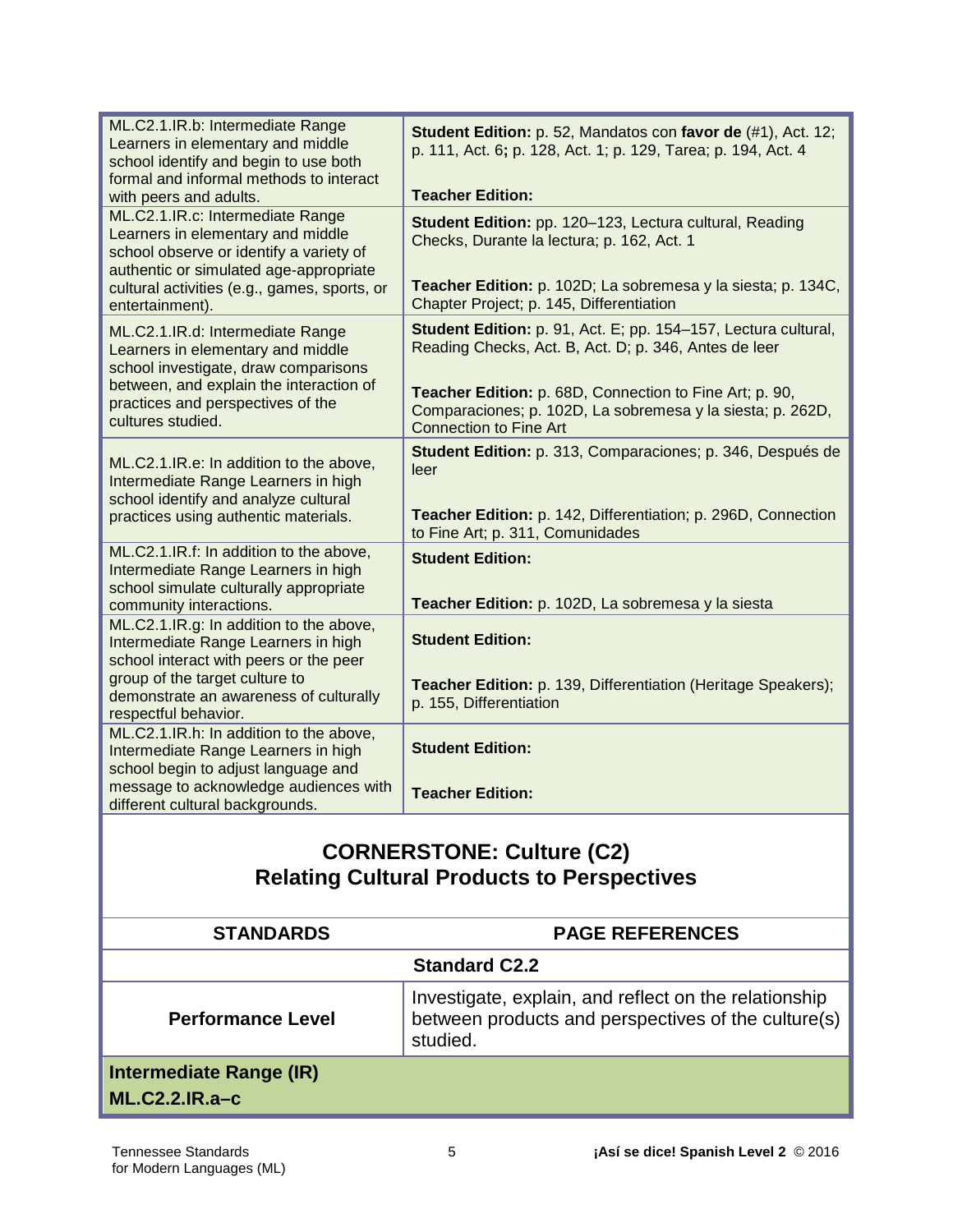| | |
|---|---|
| ML.C2.1.IR.b: Intermediate Range Learners in elementary and middle school identify and begin to use both formal and informal methods to interact with peers and adults. | **Student Edition:** p. 52, Mandatos con **favor de** (#1), Act. 12; p. 111, Act. 6**;** p. 128, Act. 1; p. 129, Tarea; p. 194, Act. 4<br><br>**Teacher Edition:** |
| ML.C2.1.IR.c: Intermediate Range Learners in elementary and middle school observe or identify a variety of authentic or simulated age-appropriate cultural activities (e.g., games, sports, or entertainment). | **Student Edition:** pp. 120–123, Lectura cultural, Reading Checks, Durante la lectura; p. 162, Act. 1<br><br>**Teacher Edition:** p. 102D; La sobremesa y la siesta; p. 134C, Chapter Project; p. 145, Differentiation |
| ML.C2.1.IR.d: Intermediate Range Learners in elementary and middle school investigate, draw comparisons between, and explain the interaction of practices and perspectives of the cultures studied. | **Student Edition:** p. 91, Act. E; pp. 154–157, Lectura cultural, Reading Checks, Act. B, Act. D; p. 346, Antes de leer<br><br>**Teacher Edition:** p. 68D, Connection to Fine Art; p. 90, Comparaciones; p. 102D, La sobremesa y la siesta; p. 262D, Connection to Fine Art |
| ML.C2.1.IR.e: In addition to the above, Intermediate Range Learners in high school identify and analyze cultural practices using authentic materials. | **Student Edition:** p. 313, Comparaciones; p. 346, Después de leer<br><br>**Teacher Edition:** p. 142, Differentiation; p. 296D, Connection to Fine Art; p. 311, Comunidades |
| ML.C2.1.IR.f: In addition to the above, Intermediate Range Learners in high school simulate culturally appropriate community interactions. | **Student Edition:**<br><br>**Teacher Edition:** p. 102D, La sobremesa y la siesta |
| ML.C2.1.IR.g: In addition to the above, Intermediate Range Learners in high school interact with peers or the peer group of the target culture to demonstrate an awareness of culturally respectful behavior. | **Student Edition:**<br><br>**Teacher Edition:** p. 139, Differentiation (Heritage Speakers); p. 155, Differentiation |
| ML.C2.1.IR.h: In addition to the above, Intermediate Range Learners in high school begin to adjust language and message to acknowledge audiences with different cultural backgrounds. | **Student Edition:**<br><br>**Teacher Edition:** |

## CORNERSTONE: Culture (C2)
## Relating Cultural Products to Perspectives

| STANDARDS | PAGE REFERENCES |
|---|---|
| **Standard C2.2** | |
| **Performance Level** | Investigate, explain, and reflect on the relationship between products and perspectives of the culture(s) studied. |
| **Intermediate Range (IR)**<br>**ML.C2.2.IR.a–c** | |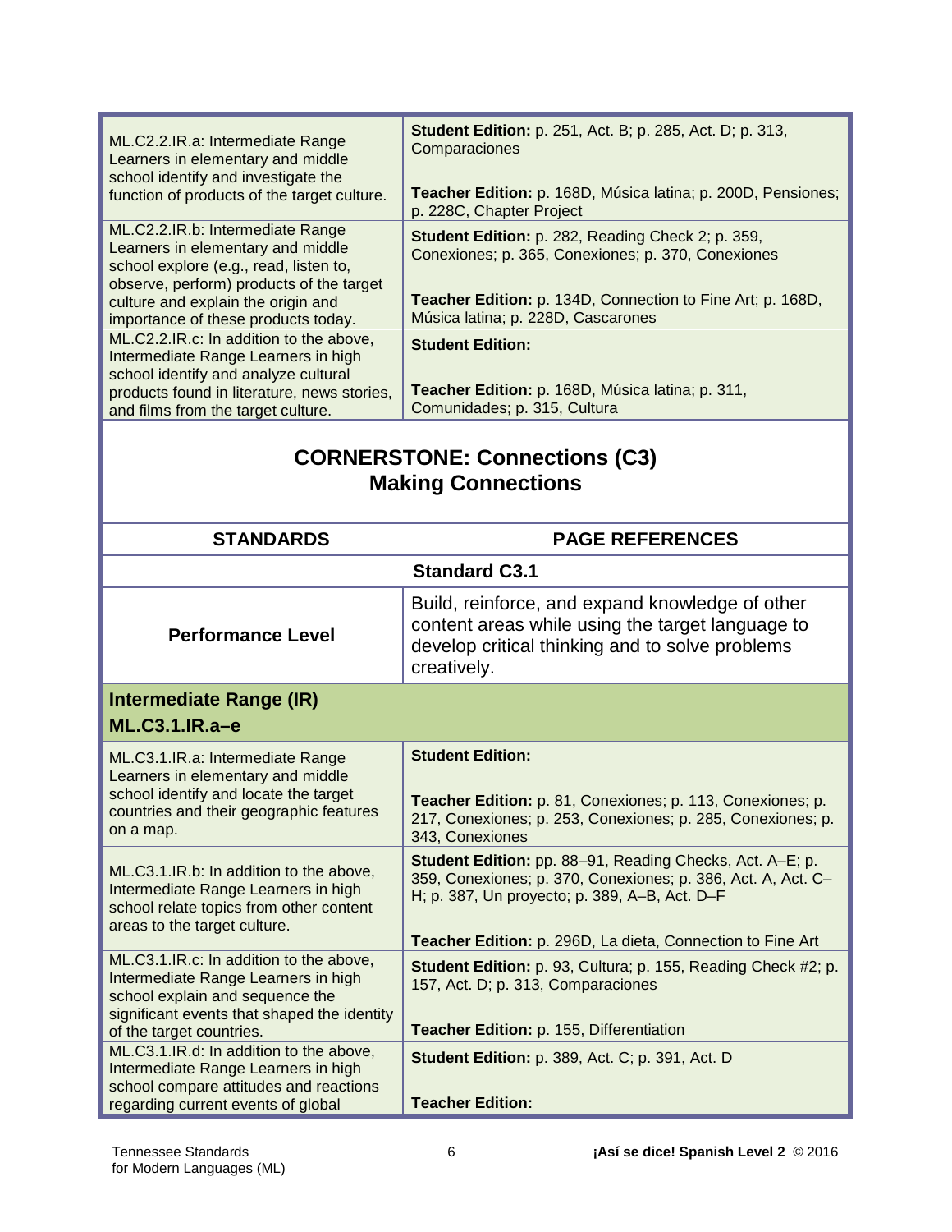| | |
|---|---|
| ML.C2.2.IR.a: Intermediate Range Learners in elementary and middle school identify and investigate the function of products of the target culture. | **Student Edition:** p. 251, Act. B; p. 285, Act. D; p. 313, Comparaciones<br><br>**Teacher Edition:** p. 168D, Música latina; p. 200D, Pensiones; p. 228C, Chapter Project |
| ML.C2.2.IR.b: Intermediate Range Learners in elementary and middle school explore (e.g., read, listen to, observe, perform) products of the target culture and explain the origin and importance of these products today. | **Student Edition:** p. 282, Reading Check 2; p. 359, Conexiones; p. 365, Conexiones; p. 370, Conexiones<br><br>**Teacher Edition:** p. 134D, Connection to Fine Art; p. 168D, Música latina; p. 228D, Cascarones |
| ML.C2.2.IR.c: In addition to the above, Intermediate Range Learners in high school identify and analyze cultural products found in literature, news stories, and films from the target culture. | **Student Edition:**<br><br>**Teacher Edition:** p. 168D, Música latina; p. 311, Comunidades; p. 315, Cultura |

## CORNERSTONE: Connections (C3)
## Making Connections

| STANDARDS | PAGE REFERENCES |
|---|---|
| **Standard C3.1** | |
| **Performance Level** | Build, reinforce, and expand knowledge of other content areas while using the target language to develop critical thinking and to solve problems creatively. |
| **Intermediate Range (IR)**<br>**ML.C3.1.IR.a–e** | |
| ML.C3.1.IR.a: Intermediate Range Learners in elementary and middle school identify and locate the target countries and their geographic features on a map. | **Student Edition:**<br><br>**Teacher Edition:** p. 81, Conexiones; p. 113, Conexiones; p. 217, Conexiones; p. 253, Conexiones; p. 285, Conexiones; p. 343, Conexiones |
| ML.C3.1.IR.b: In addition to the above, Intermediate Range Learners in high school relate topics from other content areas to the target culture. | **Student Edition:** pp. 88–91, Reading Checks, Act. A–E; p. 359, Conexiones; p. 370, Conexiones; p. 386, Act. A, Act. C–H; p. 387, Un proyecto; p. 389, A–B, Act. D–F<br><br>**Teacher Edition:** p. 296D, La dieta, Connection to Fine Art |
| ML.C3.1.IR.c: In addition to the above, Intermediate Range Learners in high school explain and sequence the significant events that shaped the identity of the target countries. | **Student Edition:** p. 93, Cultura; p. 155, Reading Check #2; p. 157, Act. D; p. 313, Comparaciones<br><br>**Teacher Edition:** p. 155, Differentiation |
| ML.C3.1.IR.d: In addition to the above, Intermediate Range Learners in high school compare attitudes and reactions regarding current events of global | **Student Edition:** p. 389, Act. C; p. 391, Act. D<br><br>**Teacher Edition:** |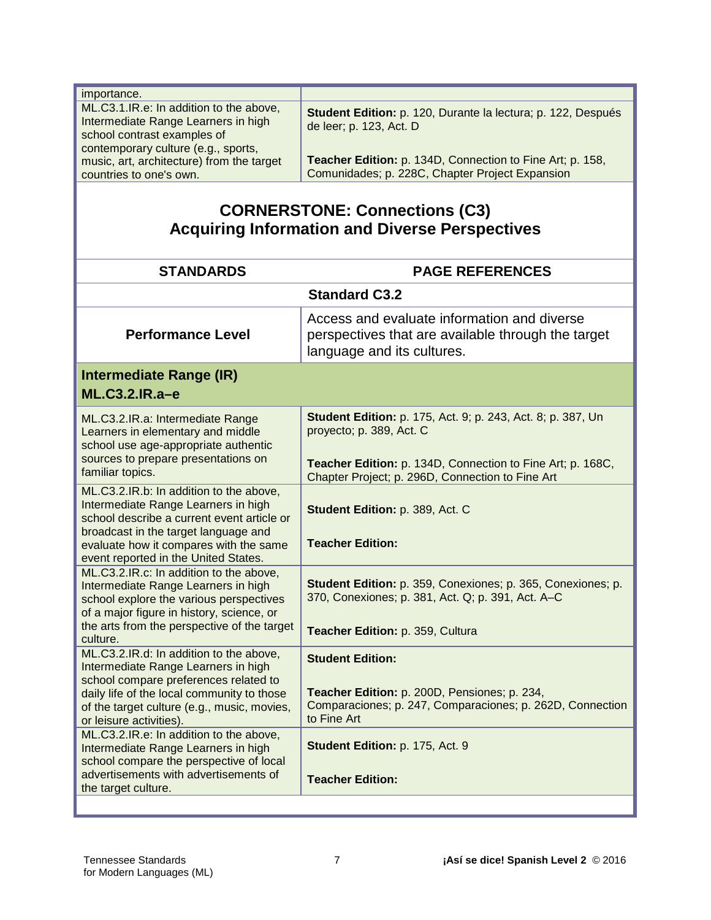| | |
|---|---|
| importance. | |
| ML.C3.1.IR.e: In addition to the above, Intermediate Range Learners in high school contrast examples of contemporary culture (e.g., sports, music, art, architecture) from the target countries to one's own. | **Student Edition:** p. 120, Durante la lectura; p. 122, Después de leer; p. 123, Act. D<br><br>**Teacher Edition:** p. 134D, Connection to Fine Art; p. 158, Comunidades; p. 228C, Chapter Project Expansion |

## CORNERSTONE: Connections (C3)
## Acquiring Information and Diverse Perspectives

| STANDARDS | PAGE REFERENCES |
|---|---|
| **Standard C3.2** | |
| **Performance Level** | Access and evaluate information and diverse perspectives that are available through the target language and its cultures. |
| **Intermediate Range (IR)**<br>**ML.C3.2.IR.a–e** | |
| ML.C3.2.IR.a: Intermediate Range Learners in elementary and middle school use age-appropriate authentic sources to prepare presentations on familiar topics. | **Student Edition:** p. 175, Act. 9; p. 243, Act. 8; p. 387, Un proyecto; p. 389, Act. C<br><br>**Teacher Edition:** p. 134D, Connection to Fine Art; p. 168C, Chapter Project; p. 296D, Connection to Fine Art |
| ML.C3.2.IR.b: In addition to the above, Intermediate Range Learners in high school describe a current event article or broadcast in the target language and evaluate how it compares with the same event reported in the United States. | **Student Edition:** p. 389, Act. C<br><br>**Teacher Edition:** |
| ML.C3.2.IR.c: In addition to the above, Intermediate Range Learners in high school explore the various perspectives of a major figure in history, science, or the arts from the perspective of the target culture. | **Student Edition:** p. 359, Conexiones; p. 365, Conexiones; p. 370, Conexiones; p. 381, Act. Q; p. 391, Act. A–C<br><br>**Teacher Edition:** p. 359, Cultura |
| ML.C3.2.IR.d: In addition to the above, Intermediate Range Learners in high school compare preferences related to daily life of the local community to those of the target culture (e.g., music, movies, or leisure activities). | **Student Edition:**<br><br>**Teacher Edition:** p. 200D, Pensiones; p. 234, Comparaciones; p. 247, Comparaciones; p. 262D, Connection to Fine Art |
| ML.C3.2.IR.e: In addition to the above, Intermediate Range Learners in high school compare the perspective of local advertisements with advertisements of the target culture. | **Student Edition:** p. 175, Act. 9<br><br>**Teacher Edition:** |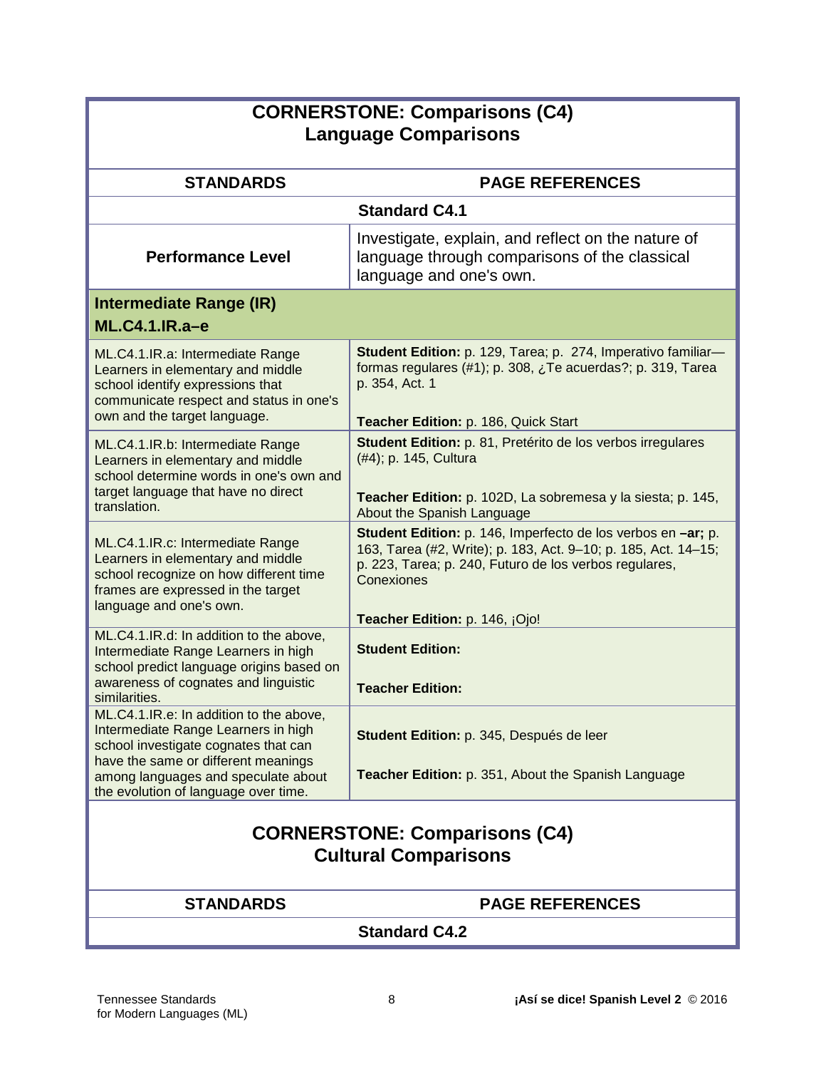## CORNERSTONE: Comparisons (C4)
## Language Comparisons

| STANDARDS | PAGE REFERENCES |
|---|---|
| **Standard C4.1** | |
| **Performance Level** | Investigate, explain, and reflect on the nature of language through comparisons of the classical language and one's own. |
| **Intermediate Range (IR)** **ML.C4.1.IR.a–e** | |
| ML.C4.1.IR.a: Intermediate Range Learners in elementary and middle school identify expressions that communicate respect and status in one's own and the target language. | **Student Edition:** p. 129, Tarea; p. 274, Imperativo familiar—formas regulares (#1); p. 308, ¿Te acuerdas?; p. 319, Tarea p. 354, Act. 1<br><br>**Teacher Edition:** p. 186, Quick Start |
| ML.C4.1.IR.b: Intermediate Range Learners in elementary and middle school determine words in one's own and target language that have no direct translation. | **Student Edition:** p. 81, Pretérito de los verbos irregulares (#4); p. 145, Cultura<br><br>**Teacher Edition:** p. 102D, La sobremesa y la siesta; p. 145, About the Spanish Language |
| ML.C4.1.IR.c: Intermediate Range Learners in elementary and middle school recognize on how different time frames are expressed in the target language and one's own. | **Student Edition:** p. 146, Imperfecto de los verbos en **–ar;** p. 163, Tarea (#2, Write); p. 183, Act. 9–10; p. 185, Act. 14–15; p. 223, Tarea; p. 240, Futuro de los verbos regulares, Conexiones<br><br>**Teacher Edition:** p. 146, ¡Ojo! |
| ML.C4.1.IR.d: In addition to the above, Intermediate Range Learners in high school predict language origins based on awareness of cognates and linguistic similarities. | **Student Edition:**<br><br>**Teacher Edition:** |
| ML.C4.1.IR.e: In addition to the above, Intermediate Range Learners in high school investigate cognates that can have the same or different meanings among languages and speculate about the evolution of language over time. | **Student Edition:** p. 345, Después de leer<br><br>**Teacher Edition:** p. 351, About the Spanish Language |

## CORNERSTONE: Comparisons (C4)
## Cultural Comparisons

| STANDARDS | PAGE REFERENCES |
|---|---|
| **Standard C4.2** | |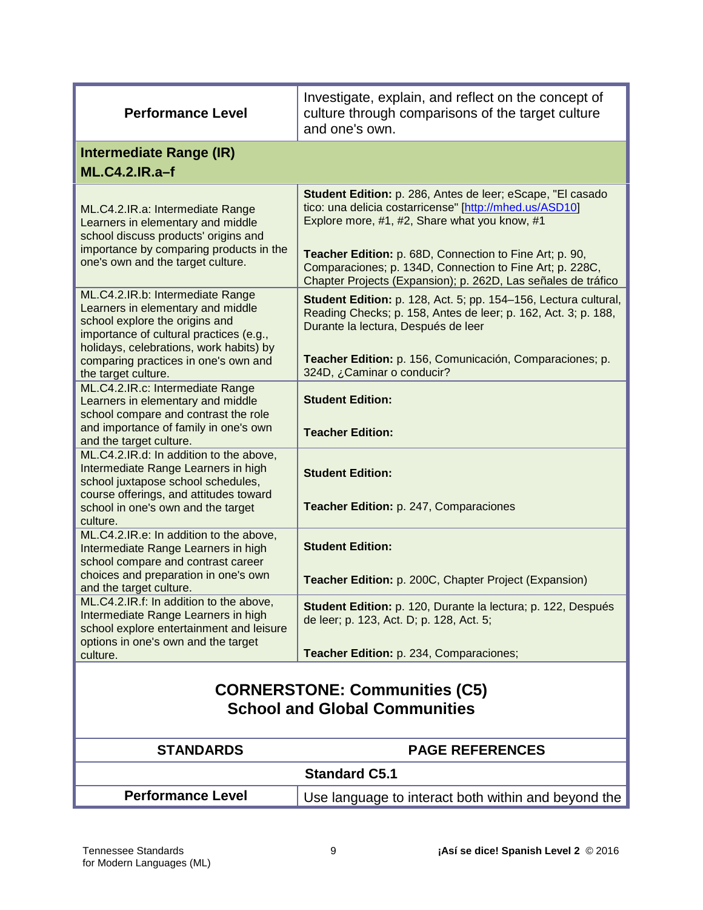| Performance Level | Investigate, explain, and reflect on the concept of culture through comparisons of the target culture and one's own. |
|---|---|
| **Intermediate Range (IR)**<br>**ML.C4.2.IR.a–f** | |
| ML.C4.2.IR.a: Intermediate Range Learners in elementary and middle school discuss products' origins and importance by comparing products in the one's own and the target culture. | **Student Edition:** p. 286, Antes de leer; eScape, "El casado tico: una delicia costarricense" [http://mhed.us/ASD10] Explore more, #1, #2, Share what you know, #1<br><br>**Teacher Edition:** p. 68D, Connection to Fine Art; p. 90, Comparaciones; p. 134D, Connection to Fine Art; p. 228C, Chapter Projects (Expansion); p. 262D, Las señales de tráfico |
| ML.C4.2.IR.b: Intermediate Range Learners in elementary and middle school explore the origins and importance of cultural practices (e.g., holidays, celebrations, work habits) by comparing practices in one's own and the target culture. | **Student Edition:** p. 128, Act. 5; pp. 154–156, Lectura cultural, Reading Checks; p. 158, Antes de leer; p. 162, Act. 3; p. 188, Durante la lectura, Después de leer<br><br>**Teacher Edition:** p. 156, Comunicación, Comparaciones; p. 324D, ¿Caminar o conducir? |
| ML.C4.2.IR.c: Intermediate Range Learners in elementary and middle school compare and contrast the role and importance of family in one's own and the target culture. | **Student Edition:**<br><br>**Teacher Edition:** |
| ML.C4.2.IR.d: In addition to the above, Intermediate Range Learners in high school juxtapose school schedules, course offerings, and attitudes toward school in one's own and the target culture. | **Student Edition:**<br><br>**Teacher Edition:** p. 247, Comparaciones |
| ML.C4.2.IR.e: In addition to the above, Intermediate Range Learners in high school compare and contrast career choices and preparation in one's own and the target culture. | **Student Edition:**<br><br>**Teacher Edition:** p. 200C, Chapter Project (Expansion) |
| ML.C4.2.IR.f: In addition to the above, Intermediate Range Learners in high school explore entertainment and leisure options in one's own and the target culture. | **Student Edition:** p. 120, Durante la lectura; p. 122, Después de leer; p. 123, Act. D; p. 128, Act. 5;<br><br>**Teacher Edition:** p. 234, Comparaciones; |

## CORNERSTONE: Communities (C5)
## School and Global Communities

| STANDARDS | PAGE REFERENCES |
|---|---|
| **Standard C5.1** | |
| **Performance Level** | Use language to interact both within and beyond the |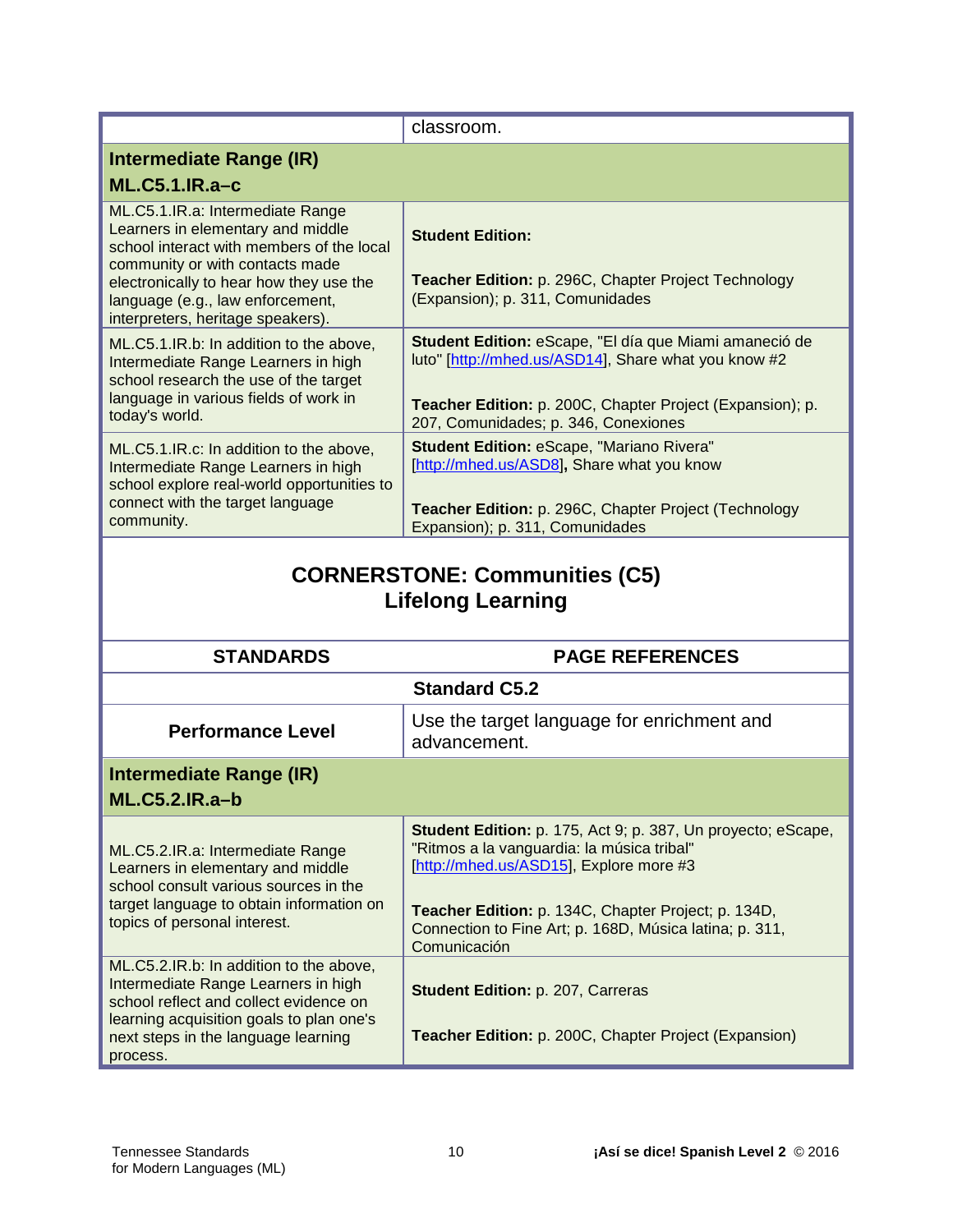| | |
|---|---|
| | classroom. |
| **Intermediate Range (IR)** **ML.C5.1.IR.a–c** | |
| ML.C5.1.IR.a: Intermediate Range Learners in elementary and middle school interact with members of the local community or with contacts made electronically to hear how they use the language (e.g., law enforcement, interpreters, heritage speakers). | **Student Edition:** <br><br> **Teacher Edition:** p. 296C, Chapter Project Technology (Expansion); p. 311, Comunidades |
| ML.C5.1.IR.b: In addition to the above, Intermediate Range Learners in high school research the use of the target language in various fields of work in today's world. | **Student Edition:** eScape, "El día que Miami amaneció de luto" [http://mhed.us/ASD14], Share what you know #2 <br><br> **Teacher Edition:** p. 200C, Chapter Project (Expansion); p. 207, Comunidades; p. 346, Conexiones |
| ML.C5.1.IR.c: In addition to the above, Intermediate Range Learners in high school explore real-world opportunities to connect with the target language community. | **Student Edition:** eScape, "Mariano Rivera" [http://mhed.us/ASD8]**,** Share what you know <br><br> **Teacher Edition:** p. 296C, Chapter Project (Technology Expansion); p. 311, Comunidades |

## CORNERSTONE: Communities (C5)
## Lifelong Learning

| STANDARDS | PAGE REFERENCES |
|---|---|
| **Standard C5.2** | |
| **Performance Level** | Use the target language for enrichment and advancement. |
| **Intermediate Range (IR)** **ML.C5.2.IR.a–b** | |
| ML.C5.2.IR.a: Intermediate Range Learners in elementary and middle school consult various sources in the target language to obtain information on topics of personal interest. | **Student Edition:** p. 175, Act 9; p. 387, Un proyecto; eScape, "Ritmos a la vanguardia: la música tribal" [http://mhed.us/ASD15], Explore more #3 <br><br> **Teacher Edition:** p. 134C, Chapter Project; p. 134D, Connection to Fine Art; p. 168D, Música latina; p. 311, Comunicación |
| ML.C5.2.IR.b: In addition to the above, Intermediate Range Learners in high school reflect and collect evidence on learning acquisition goals to plan one's next steps in the language learning process. | **Student Edition:** p. 207, Carreras <br><br> **Teacher Edition:** p. 200C, Chapter Project (Expansion) |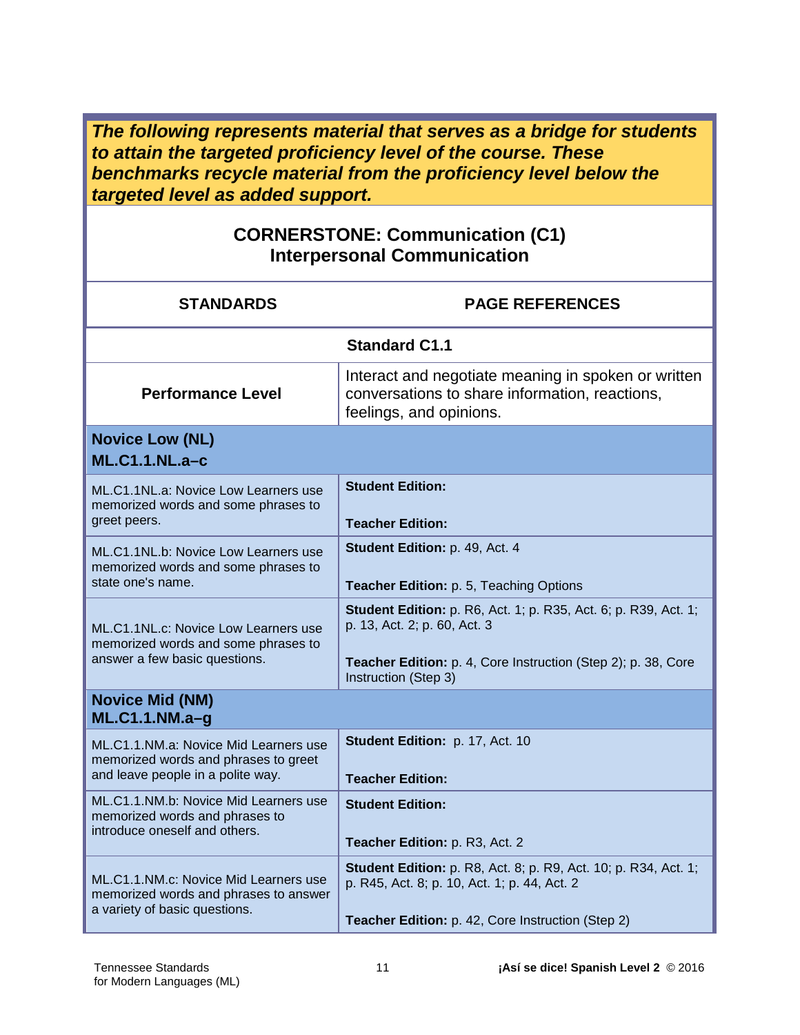***The following represents material that serves as a bridge for students to attain the targeted proficiency level of the course. These benchmarks recycle material from the proficiency level below the targeted level as added support.***

## CORNERSTONE: Communication (C1)
## Interpersonal Communication

| STANDARDS | PAGE REFERENCES |
|---|---|
| **Standard C1.1** | |
| **Performance Level** | Interact and negotiate meaning in spoken or written conversations to share information, reactions, feelings, and opinions. |
| **Novice Low (NL)**<br>**ML.C1.1.NL.a–c** | |
| ML.C1.1NL.a: Novice Low Learners use memorized words and some phrases to greet peers. | **Student Edition:**<br><br>**Teacher Edition:** |
| ML.C1.1NL.b: Novice Low Learners use memorized words and some phrases to state one's name. | **Student Edition:** p. 49, Act. 4<br><br>**Teacher Edition:** p. 5, Teaching Options |
| ML.C1.1NL.c: Novice Low Learners use memorized words and some phrases to answer a few basic questions. | **Student Edition:** p. R6, Act. 1; p. R35, Act. 6; p. R39, Act. 1; p. 13, Act. 2; p. 60, Act. 3<br><br>**Teacher Edition:** p. 4, Core Instruction (Step 2); p. 38, Core Instruction (Step 3) |
| **Novice Mid (NM)**<br>**ML.C1.1.NM.a–g** | |
| ML.C1.1.NM.a: Novice Mid Learners use memorized words and phrases to greet and leave people in a polite way. | **Student Edition:** p. 17, Act. 10<br><br>**Teacher Edition:** |
| ML.C1.1.NM.b: Novice Mid Learners use memorized words and phrases to introduce oneself and others. | **Student Edition:**<br><br>**Teacher Edition:** p. R3, Act. 2 |
| ML.C1.1.NM.c: Novice Mid Learners use memorized words and phrases to answer a variety of basic questions. | **Student Edition:** p. R8, Act. 8; p. R9, Act. 10; p. R34, Act. 1; p. R45, Act. 8; p. 10, Act. 1; p. 44, Act. 2<br><br>**Teacher Edition:** p. 42, Core Instruction (Step 2) |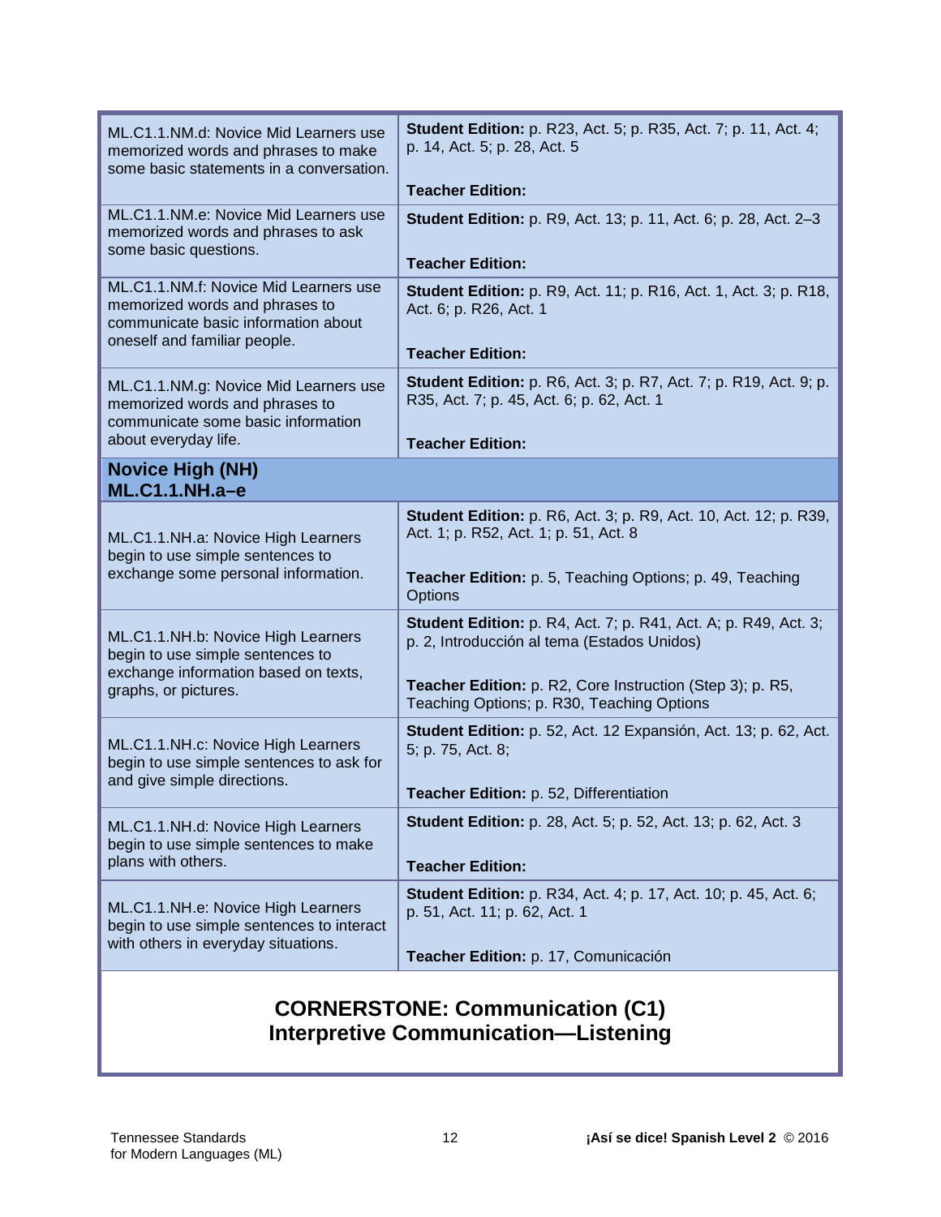| Standard | Correlation |
|---|---|
| ML.C1.1.NM.d: Novice Mid Learners use memorized words and phrases to make some basic statements in a conversation. | **Student Edition:** p. R23, Act. 5; p. R35, Act. 7; p. 11, Act. 4; p. 14, Act. 5; p. 28, Act. 5<br><br>**Teacher Edition:** |
| ML.C1.1.NM.e: Novice Mid Learners use memorized words and phrases to ask some basic questions. | **Student Edition:** p. R9, Act. 13; p. 11, Act. 6; p. 28, Act. 2–3<br><br>**Teacher Edition:** |
| ML.C1.1.NM.f: Novice Mid Learners use memorized words and phrases to communicate basic information about oneself and familiar people. | **Student Edition:** p. R9, Act. 11; p. R16, Act. 1, Act. 3; p. R18, Act. 6; p. R26, Act. 1<br><br>**Teacher Edition:** |
| ML.C1.1.NM.g: Novice Mid Learners use memorized words and phrases to communicate some basic information about everyday life. | **Student Edition:** p. R6, Act. 3; p. R7, Act. 7; p. R19, Act. 9; p. R35, Act. 7; p. 45, Act. 6; p. 62, Act. 1<br><br>**Teacher Edition:** |
| **Novice High (NH)**<br>**ML.C1.1.NH.a–e** | |
| ML.C1.1.NH.a: Novice High Learners begin to use simple sentences to exchange some personal information. | **Student Edition:** p. R6, Act. 3; p. R9, Act. 10, Act. 12; p. R39, Act. 1; p. R52, Act. 1; p. 51, Act. 8<br><br>**Teacher Edition:** p. 5, Teaching Options; p. 49, Teaching Options |
| ML.C1.1.NH.b: Novice High Learners begin to use simple sentences to exchange information based on texts, graphs, or pictures. | **Student Edition:** p. R4, Act. 7; p. R41, Act. A; p. R49, Act. 3; p. 2, Introducción al tema (Estados Unidos)<br><br>**Teacher Edition:** p. R2, Core Instruction (Step 3); p. R5, Teaching Options; p. R30, Teaching Options |
| ML.C1.1.NH.c: Novice High Learners begin to use simple sentences to ask for and give simple directions. | **Student Edition:** p. 52, Act. 12 Expansión, Act. 13; p. 62, Act. 5; p. 75, Act. 8;<br><br>**Teacher Edition:** p. 52, Differentiation |
| ML.C1.1.NH.d: Novice High Learners begin to use simple sentences to make plans with others. | **Student Edition:** p. 28, Act. 5; p. 52, Act. 13; p. 62, Act. 3<br><br>**Teacher Edition:** |
| ML.C1.1.NH.e: Novice High Learners begin to use simple sentences to interact with others in everyday situations. | **Student Edition:** p. R34, Act. 4; p. 17, Act. 10; p. 45, Act. 6; p. 51, Act. 11; p. 62, Act. 1<br><br>**Teacher Edition:** p. 17, Comunicación |

## CORNERSTONE: Communication (C1)
## Interpretive Communication—Listening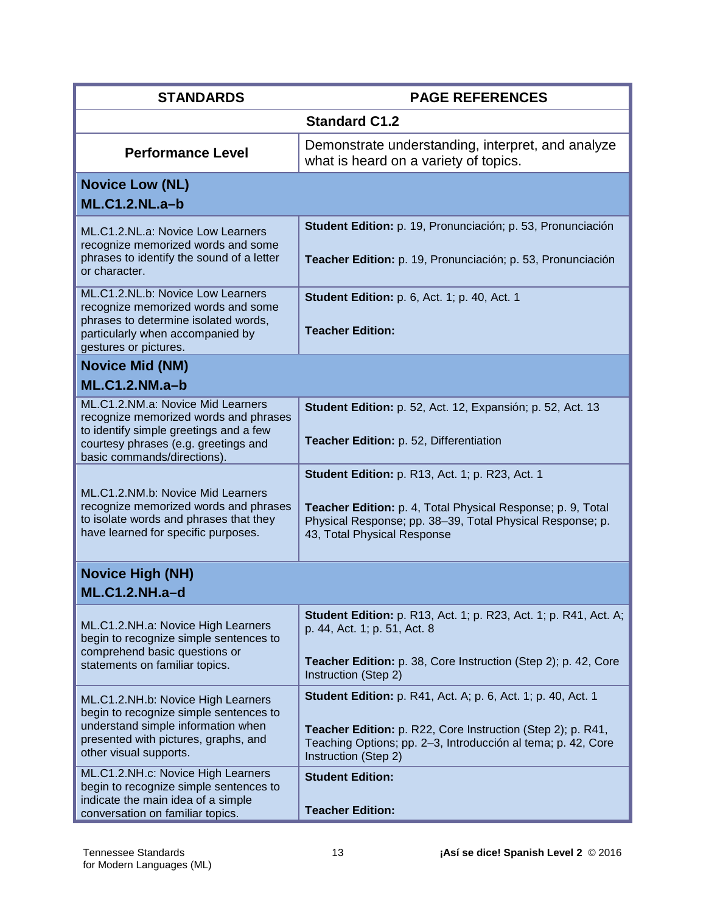| STANDARDS | PAGE REFERENCES |
|---|---|
| **Standard C1.2** | |
| **Performance Level** | Demonstrate understanding, interpret, and analyze what is heard on a variety of topics. |
| **Novice Low (NL)** **ML.C1.2.NL.a–b** | |
| ML.C1.2.NL.a: Novice Low Learners recognize memorized words and some phrases to identify the sound of a letter or character. | **Student Edition:** p. 19, Pronunciación; p. 53, Pronunciación<br><br>**Teacher Edition:** p. 19, Pronunciación; p. 53, Pronunciación |
| ML.C1.2.NL.b: Novice Low Learners recognize memorized words and some phrases to determine isolated words, particularly when accompanied by gestures or pictures. | **Student Edition:** p. 6, Act. 1; p. 40, Act. 1<br><br>**Teacher Edition:** |
| **Novice Mid (NM)** **ML.C1.2.NM.a–b** | |
| ML.C1.2.NM.a: Novice Mid Learners recognize memorized words and phrases to identify simple greetings and a few courtesy phrases (e.g. greetings and basic commands/directions). | **Student Edition:** p. 52, Act. 12, Expansión; p. 52, Act. 13<br><br>**Teacher Edition:** p. 52, Differentiation |
| ML.C1.2.NM.b: Novice Mid Learners recognize memorized words and phrases to isolate words and phrases that they have learned for specific purposes. | **Student Edition:** p. R13, Act. 1; p. R23, Act. 1<br><br>**Teacher Edition:** p. 4, Total Physical Response; p. 9, Total Physical Response; pp. 38–39, Total Physical Response; p. 43, Total Physical Response |
| **Novice High (NH)** **ML.C1.2.NH.a–d** | |
| ML.C1.2.NH.a: Novice High Learners begin to recognize simple sentences to comprehend basic questions or statements on familiar topics. | **Student Edition:** p. R13, Act. 1; p. R23, Act. 1; p. R41, Act. A; p. 44, Act. 1; p. 51, Act. 8<br><br>**Teacher Edition:** p. 38, Core Instruction (Step 2); p. 42, Core Instruction (Step 2) |
| ML.C1.2.NH.b: Novice High Learners begin to recognize simple sentences to understand simple information when presented with pictures, graphs, and other visual supports. | **Student Edition:** p. R41, Act. A; p. 6, Act. 1; p. 40, Act. 1<br><br>**Teacher Edition:** p. R22, Core Instruction (Step 2); p. R41, Teaching Options; pp. 2–3, Introducción al tema; p. 42, Core Instruction (Step 2) |
| ML.C1.2.NH.c: Novice High Learners begin to recognize simple sentences to indicate the main idea of a simple conversation on familiar topics. | **Student Edition:**<br><br>**Teacher Edition:** |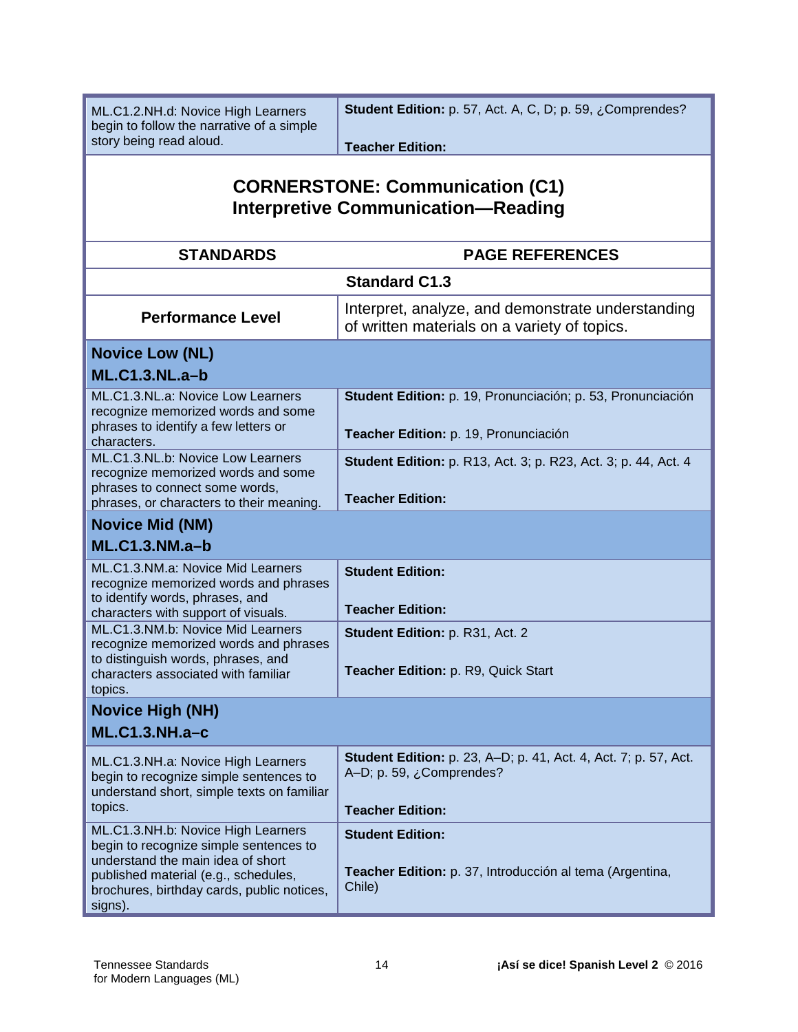| | |
|---|---|
| ML.C1.2.NH.d: Novice High Learners begin to follow the narrative of a simple story being read aloud. | **Student Edition:** p. 57, Act. A, C, D; p. 59, ¿Comprendes?<br><br>**Teacher Edition:** |

## CORNERSTONE: Communication (C1)
## Interpretive Communication—Reading

| STANDARDS | PAGE REFERENCES |
|---|---|
| **Standard C1.3** | |
| **Performance Level** | Interpret, analyze, and demonstrate understanding of written materials on a variety of topics. |
| **Novice Low (NL)**<br>**ML.C1.3.NL.a–b** | |
| ML.C1.3.NL.a: Novice Low Learners recognize memorized words and some phrases to identify a few letters or characters. | **Student Edition:** p. 19, Pronunciación; p. 53, Pronunciación<br><br>**Teacher Edition:** p. 19, Pronunciación |
| ML.C1.3.NL.b: Novice Low Learners recognize memorized words and some phrases to connect some words, phrases, or characters to their meaning. | **Student Edition:** p. R13, Act. 3; p. R23, Act. 3; p. 44, Act. 4<br><br>**Teacher Edition:** |
| **Novice Mid (NM)**<br>**ML.C1.3.NM.a–b** | |
| ML.C1.3.NM.a: Novice Mid Learners recognize memorized words and phrases to identify words, phrases, and characters with support of visuals. | **Student Edition:**<br><br>**Teacher Edition:** |
| ML.C1.3.NM.b: Novice Mid Learners recognize memorized words and phrases to distinguish words, phrases, and characters associated with familiar topics. | **Student Edition:** p. R31, Act. 2<br><br>**Teacher Edition:** p. R9, Quick Start |
| **Novice High (NH)**<br>**ML.C1.3.NH.a–c** | |
| ML.C1.3.NH.a: Novice High Learners begin to recognize simple sentences to understand short, simple texts on familiar topics. | **Student Edition:** p. 23, A–D; p. 41, Act. 4, Act. 7; p. 57, Act. A–D; p. 59, ¿Comprendes?<br><br>**Teacher Edition:** |
| ML.C1.3.NH.b: Novice High Learners begin to recognize simple sentences to understand the main idea of short published material (e.g., schedules, brochures, birthday cards, public notices, signs). | **Student Edition:**<br><br>**Teacher Edition:** p. 37, Introducción al tema (Argentina, Chile) |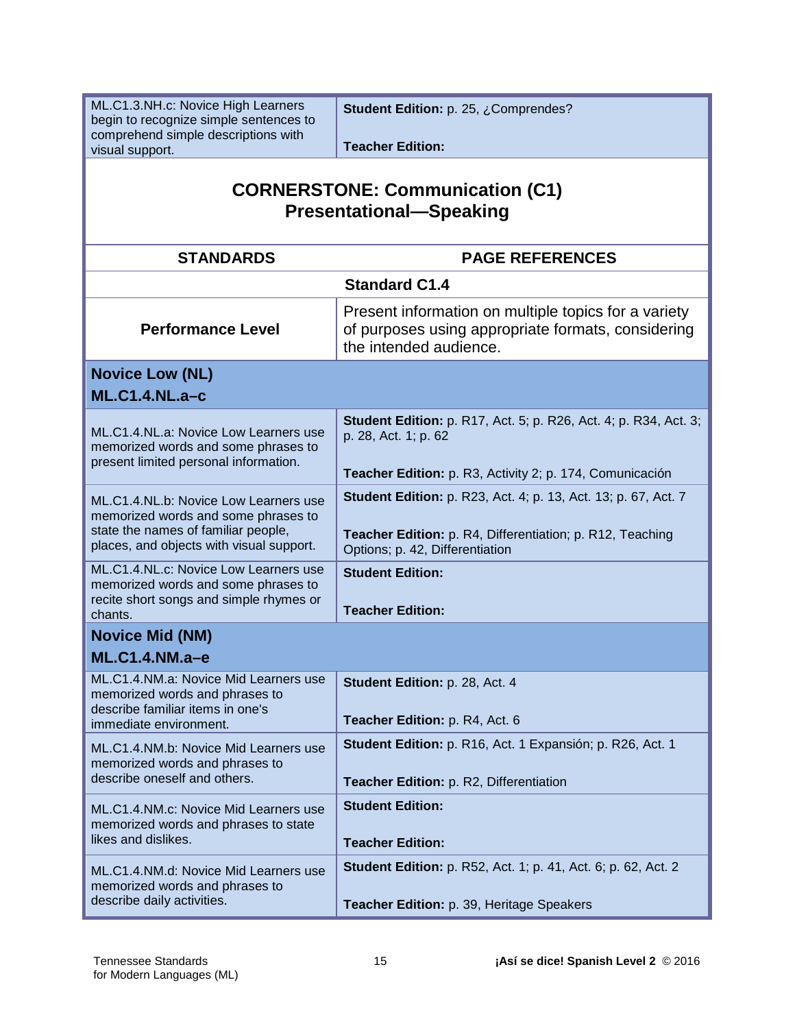| | |
|---|---|
| ML.C1.3.NH.c: Novice High Learners begin to recognize simple sentences to comprehend simple descriptions with visual support. | **Student Edition:** p. 25, ¿Comprendes?<br><br>**Teacher Edition:** |

## CORNERSTONE: Communication (C1)
## Presentational—Speaking

| STANDARDS | PAGE REFERENCES |
|---|---|
| | **Standard C1.4** |
| **Performance Level** | Present information on multiple topics for a variety of purposes using appropriate formats, considering the intended audience. |
| **Novice Low (NL)**<br>**ML.C1.4.NL.a–c** | |
| ML.C1.4.NL.a: Novice Low Learners use memorized words and some phrases to present limited personal information. | **Student Edition:** p. R17, Act. 5; p. R26, Act. 4; p. R34, Act. 3; p. 28, Act. 1; p. 62<br><br>**Teacher Edition:** p. R3, Activity 2; p. 174, Comunicación |
| ML.C1.4.NL.b: Novice Low Learners use memorized words and some phrases to state the names of familiar people, places, and objects with visual support. | **Student Edition:** p. R23, Act. 4; p. 13, Act. 13; p. 67, Act. 7<br><br>**Teacher Edition:** p. R4, Differentiation; p. R12, Teaching Options; p. 42, Differentiation |
| ML.C1.4.NL.c: Novice Low Learners use memorized words and some phrases to recite short songs and simple rhymes or chants. | **Student Edition:**<br><br>**Teacher Edition:** |
| **Novice Mid (NM)**<br>**ML.C1.4.NM.a–e** | |
| ML.C1.4.NM.a: Novice Mid Learners use memorized words and phrases to describe familiar items in one's immediate environment. | **Student Edition:** p. 28, Act. 4<br><br>**Teacher Edition:** p. R4, Act. 6 |
| ML.C1.4.NM.b: Novice Mid Learners use memorized words and phrases to describe oneself and others. | **Student Edition:** p. R16, Act. 1 Expansión; p. R26, Act. 1<br><br>**Teacher Edition:** p. R2, Differentiation |
| ML.C1.4.NM.c: Novice Mid Learners use memorized words and phrases to state likes and dislikes. | **Student Edition:**<br><br>**Teacher Edition:** |
| ML.C1.4.NM.d: Novice Mid Learners use memorized words and phrases to describe daily activities. | **Student Edition:** p. R52, Act. 1; p. 41, Act. 6; p. 62, Act. 2<br><br>**Teacher Edition:** p. 39, Heritage Speakers |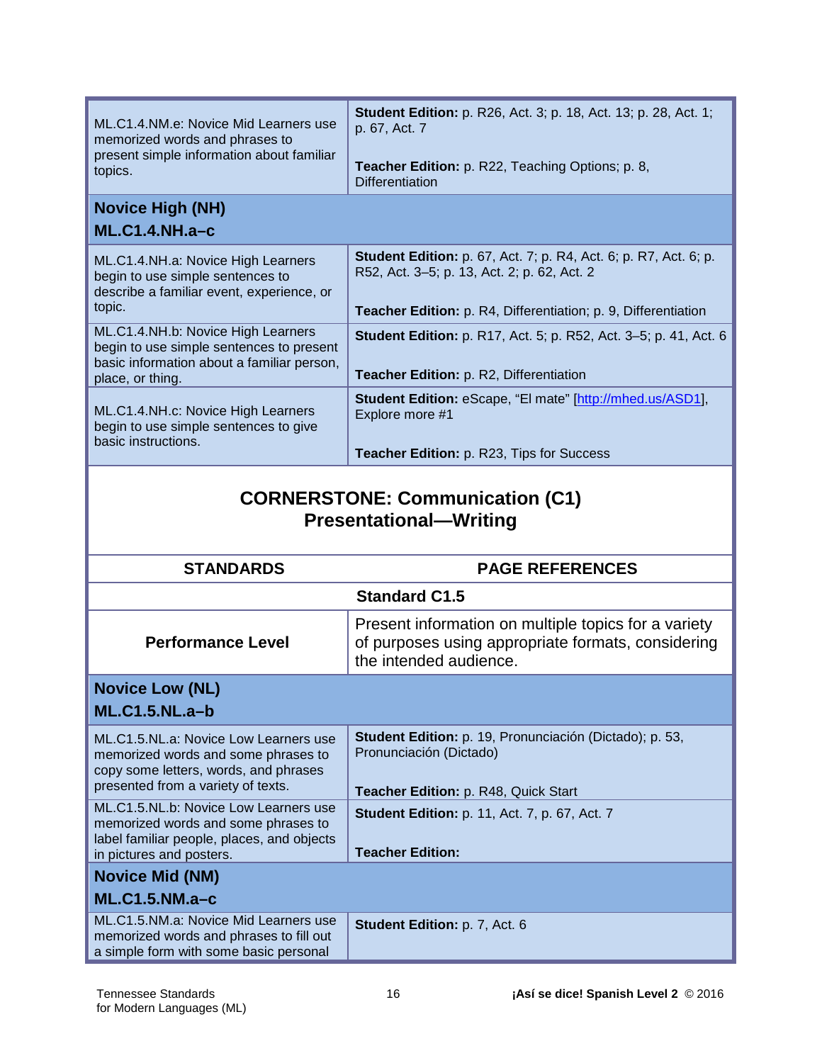| | |
|---|---|
| ML.C1.4.NM.e: Novice Mid Learners use memorized words and phrases to present simple information about familiar topics. | **Student Edition:** p. R26, Act. 3; p. 18, Act. 13; p. 28, Act. 1; p. 67, Act. 7<br><br>**Teacher Edition:** p. R22, Teaching Options; p. 8, Differentiation |
| **Novice High (NH)**<br>**ML.C1.4.NH.a–c** | |
| ML.C1.4.NH.a: Novice High Learners begin to use simple sentences to describe a familiar event, experience, or topic. | **Student Edition:** p. 67, Act. 7; p. R4, Act. 6; p. R7, Act. 6; p. R52, Act. 3–5; p. 13, Act. 2; p. 62, Act. 2<br><br>**Teacher Edition:** p. R4, Differentiation; p. 9, Differentiation |
| ML.C1.4.NH.b: Novice High Learners begin to use simple sentences to present basic information about a familiar person, place, or thing. | **Student Edition:** p. R17, Act. 5; p. R52, Act. 3–5; p. 41, Act. 6<br><br>**Teacher Edition:** p. R2, Differentiation |
| ML.C1.4.NH.c: Novice High Learners begin to use simple sentences to give basic instructions. | **Student Edition:** eScape, “El mate” [http://mhed.us/ASD1], Explore more #1<br><br>**Teacher Edition:** p. R23, Tips for Success |

## CORNERSTONE: Communication (C1)
## Presentational—Writing

| STANDARDS | PAGE REFERENCES |
|---|---|
| **Standard C1.5** | |
| **Performance Level** | Present information on multiple topics for a variety of purposes using appropriate formats, considering the intended audience. |
| **Novice Low (NL)**<br>**ML.C1.5.NL.a–b** | |
| ML.C1.5.NL.a: Novice Low Learners use memorized words and some phrases to copy some letters, words, and phrases presented from a variety of texts. | **Student Edition:** p. 19, Pronunciación (Dictado); p. 53, Pronunciación (Dictado)<br><br>**Teacher Edition:** p. R48, Quick Start |
| ML.C1.5.NL.b: Novice Low Learners use memorized words and some phrases to label familiar people, places, and objects in pictures and posters. | **Student Edition:** p. 11, Act. 7, p. 67, Act. 7<br><br>**Teacher Edition:** |
| **Novice Mid (NM)**<br>**ML.C1.5.NM.a–c** | |
| ML.C1.5.NM.a: Novice Mid Learners use memorized words and phrases to fill out a simple form with some basic personal | **Student Edition:** p. 7, Act. 6 |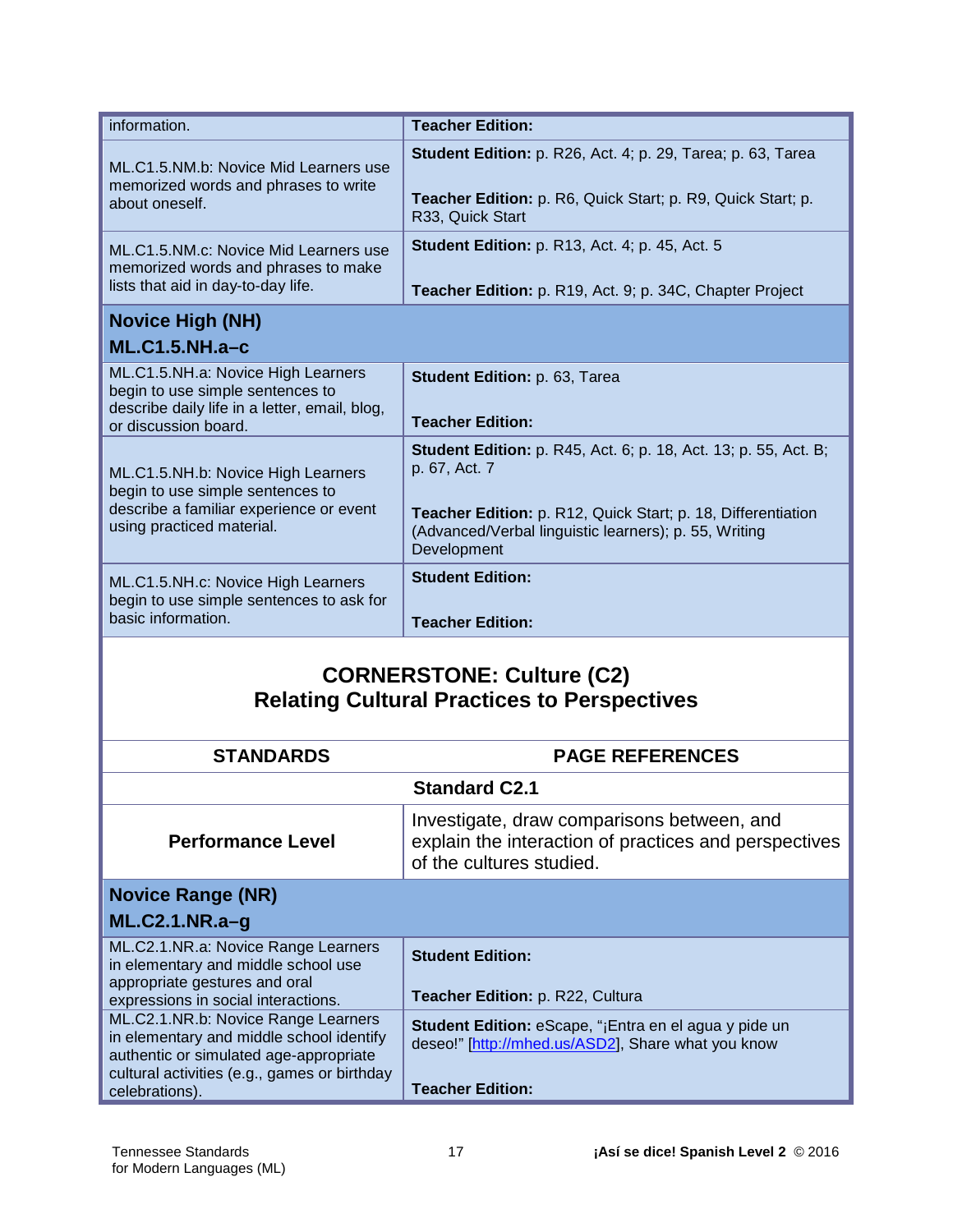| | |
|---|---|
| information. | **Teacher Edition:** |
| ML.C1.5.NM.b: Novice Mid Learners use memorized words and phrases to write about oneself. | **Student Edition:** p. R26, Act. 4; p. 29, Tarea; p. 63, Tarea<br><br>**Teacher Edition:** p. R6, Quick Start; p. R9, Quick Start; p. R33, Quick Start |
| ML.C1.5.NM.c: Novice Mid Learners use memorized words and phrases to make lists that aid in day-to-day life. | **Student Edition:** p. R13, Act. 4; p. 45, Act. 5<br><br>**Teacher Edition:** p. R19, Act. 9; p. 34C, Chapter Project |
| **Novice High (NH)**<br>**ML.C1.5.NH.a–c** | |
| ML.C1.5.NH.a: Novice High Learners begin to use simple sentences to describe daily life in a letter, email, blog, or discussion board. | **Student Edition:** p. 63, Tarea<br><br>**Teacher Edition:** |
| ML.C1.5.NH.b: Novice High Learners begin to use simple sentences to describe a familiar experience or event using practiced material. | **Student Edition:** p. R45, Act. 6; p. 18, Act. 13; p. 55, Act. B; p. 67, Act. 7<br><br>**Teacher Edition:** p. R12, Quick Start; p. 18, Differentiation (Advanced/Verbal linguistic learners); p. 55, Writing Development |
| ML.C1.5.NH.c: Novice High Learners begin to use simple sentences to ask for basic information. | **Student Edition:**<br><br>**Teacher Edition:** |

## CORNERSTONE: Culture (C2)
## Relating Cultural Practices to Perspectives

| STANDARDS | PAGE REFERENCES |
|---|---|
| **Standard C2.1** | |
| **Performance Level** | Investigate, draw comparisons between, and explain the interaction of practices and perspectives of the cultures studied. |
| **Novice Range (NR)**<br>**ML.C2.1.NR.a–g** | |
| ML.C2.1.NR.a: Novice Range Learners in elementary and middle school use appropriate gestures and oral expressions in social interactions. | **Student Edition:**<br><br>**Teacher Edition:** p. R22, Cultura |
| ML.C2.1.NR.b: Novice Range Learners in elementary and middle school identify authentic or simulated age-appropriate cultural activities (e.g., games or birthday celebrations). | **Student Edition:** eScape, "¡Entra en el agua y pide un deseo!" [http://mhed.us/ASD2], Share what you know<br><br>**Teacher Edition:** |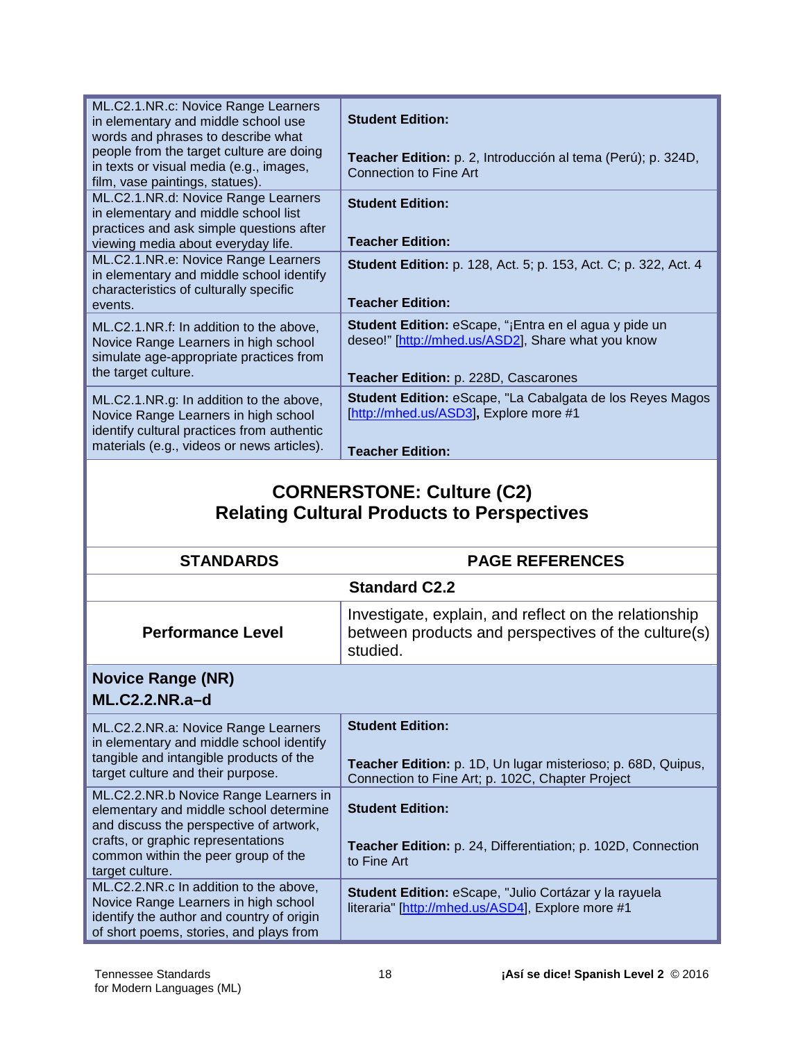| | |
|---|---|
| ML.C2.1.NR.c: Novice Range Learners in elementary and middle school use words and phrases to describe what people from the target culture are doing in texts or visual media (e.g., images, film, vase paintings, statues). | **Student Edition:**<br><br>**Teacher Edition:** p. 2, Introducción al tema (Perú); p. 324D, Connection to Fine Art |
| ML.C2.1.NR.d: Novice Range Learners in elementary and middle school list practices and ask simple questions after viewing media about everyday life. | **Student Edition:**<br><br>**Teacher Edition:** |
| ML.C2.1.NR.e: Novice Range Learners in elementary and middle school identify characteristics of culturally specific events. | **Student Edition:** p. 128, Act. 5; p. 153, Act. C; p. 322, Act. 4<br><br>**Teacher Edition:** |
| ML.C2.1.NR.f: In addition to the above, Novice Range Learners in high school simulate age-appropriate practices from the target culture. | **Student Edition:** eScape, "¡Entra en el agua y pide un deseo!" [http://mhed.us/ASD2], Share what you know<br><br>**Teacher Edition:** p. 228D, Cascarones |
| ML.C2.1.NR.g: In addition to the above, Novice Range Learners in high school identify cultural practices from authentic materials (e.g., videos or news articles). | **Student Edition:** eScape, "La Cabalgata de los Reyes Magos [http://mhed.us/ASD3], Explore more #1<br><br>**Teacher Edition:** |

## CORNERSTONE: Culture (C2)
## Relating Cultural Products to Perspectives

| STANDARDS | PAGE REFERENCES |
|---|---|
| **Standard C2.2** | |
| **Performance Level** | Investigate, explain, and reflect on the relationship between products and perspectives of the culture(s) studied. |
| **Novice Range (NR)**<br>**ML.C2.2.NR.a–d** | |
| ML.C2.2.NR.a: Novice Range Learners in elementary and middle school identify tangible and intangible products of the target culture and their purpose. | **Student Edition:**<br><br>**Teacher Edition:** p. 1D, Un lugar misterioso; p. 68D, Quipus, Connection to Fine Art; p. 102C, Chapter Project |
| ML.C2.2.NR.b Novice Range Learners in elementary and middle school determine and discuss the perspective of artwork, crafts, or graphic representations common within the peer group of the target culture. | **Student Edition:**<br><br>**Teacher Edition:** p. 24, Differentiation; p. 102D, Connection to Fine Art |
| ML.C2.2.NR.c In addition to the above, Novice Range Learners in high school identify the author and country of origin of short poems, stories, and plays from | **Student Edition:** eScape, "Julio Cortázar y la rayuela literaria" [http://mhed.us/ASD4], Explore more #1 |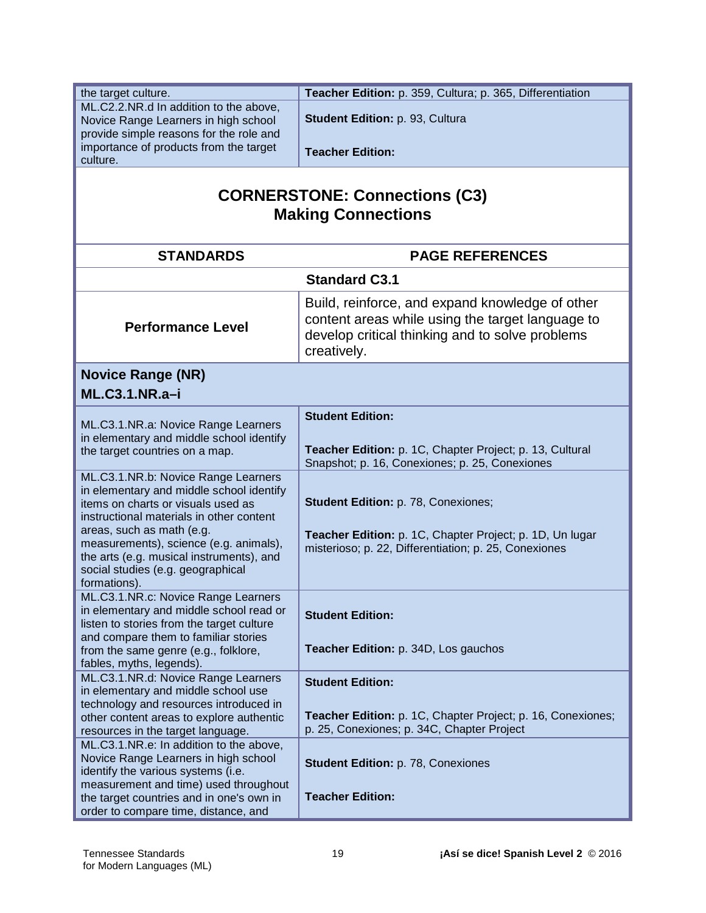| | |
|---|---|
| the target culture. | **Teacher Edition:** p. 359, Cultura; p. 365, Differentiation |
| ML.C2.2.NR.d In addition to the above, Novice Range Learners in high school provide simple reasons for the role and importance of products from the target culture. | **Student Edition:** p. 93, Cultura<br><br>**Teacher Edition:** |

## CORNERSTONE: Connections (C3)
## Making Connections

| STANDARDS | PAGE REFERENCES |
|---|---|
| **Standard C3.1** | |
| **Performance Level** | Build, reinforce, and expand knowledge of other content areas while using the target language to develop critical thinking and to solve problems creatively. |
| **Novice Range (NR)**<br>**ML.C3.1.NR.a–i** | |
| ML.C3.1.NR.a: Novice Range Learners in elementary and middle school identify the target countries on a map. | **Student Edition:**<br><br>**Teacher Edition:** p. 1C, Chapter Project; p. 13, Cultural Snapshot; p. 16, Conexiones; p. 25, Conexiones |
| ML.C3.1.NR.b: Novice Range Learners in elementary and middle school identify items on charts or visuals used as instructional materials in other content areas, such as math (e.g. measurements), science (e.g. animals), the arts (e.g. musical instruments), and social studies (e.g. geographical formations). | **Student Edition:** p. 78, Conexiones;<br><br>**Teacher Edition:** p. 1C, Chapter Project; p. 1D, Un lugar misterioso; p. 22, Differentiation; p. 25, Conexiones |
| ML.C3.1.NR.c: Novice Range Learners in elementary and middle school read or listen to stories from the target culture and compare them to familiar stories from the same genre (e.g., folklore, fables, myths, legends). | **Student Edition:**<br><br>**Teacher Edition:** p. 34D, Los gauchos |
| ML.C3.1.NR.d: Novice Range Learners in elementary and middle school use technology and resources introduced in other content areas to explore authentic resources in the target language. | **Student Edition:**<br><br>**Teacher Edition:** p. 1C, Chapter Project; p. 16, Conexiones; p. 25, Conexiones; p. 34C, Chapter Project |
| ML.C3.1.NR.e: In addition to the above, Novice Range Learners in high school identify the various systems (i.e. measurement and time) used throughout the target countries and in one's own in order to compare time, distance, and | **Student Edition:** p. 78, Conexiones<br><br>**Teacher Edition:** |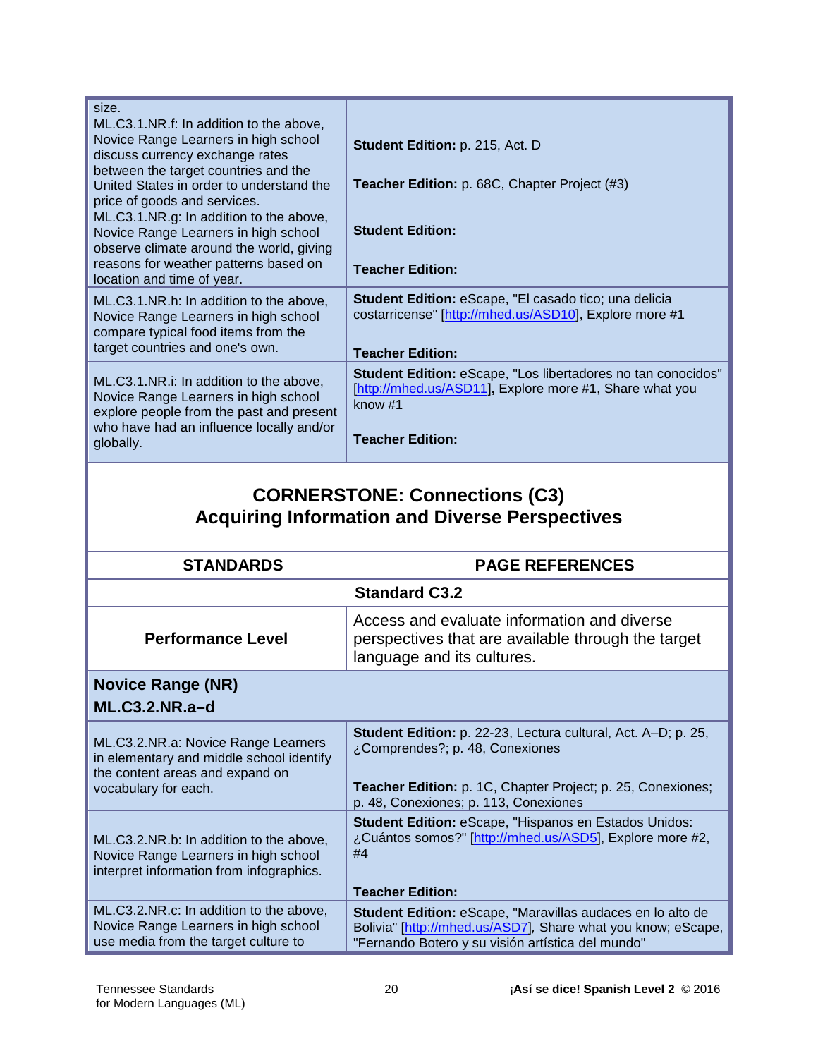| | |
|---|---|
| size. | |
| ML.C3.1.NR.f: In addition to the above, Novice Range Learners in high school discuss currency exchange rates between the target countries and the United States in order to understand the price of goods and services. | **Student Edition:** p. 215, Act. D<br><br>**Teacher Edition:** p. 68C, Chapter Project (#3) |
| ML.C3.1.NR.g: In addition to the above, Novice Range Learners in high school observe climate around the world, giving reasons for weather patterns based on location and time of year. | **Student Edition:**<br><br>**Teacher Edition:** |
| ML.C3.1.NR.h: In addition to the above, Novice Range Learners in high school compare typical food items from the target countries and one's own. | **Student Edition:** eScape, "El casado tico; una delicia costarricense" [http://mhed.us/ASD10], Explore more #1<br><br>**Teacher Edition:** |
| ML.C3.1.NR.i: In addition to the above, Novice Range Learners in high school explore people from the past and present who have had an influence locally and/or globally. | **Student Edition:** eScape, "Los libertadores no tan conocidos" [http://mhed.us/ASD11], Explore more #1, Share what you know #1<br><br>**Teacher Edition:** |

## CORNERSTONE: Connections (C3)
## Acquiring Information and Diverse Perspectives

| STANDARDS | PAGE REFERENCES |
|---|---|
| **Standard C3.2** | |
| **Performance Level** | Access and evaluate information and diverse perspectives that are available through the target language and its cultures. |
| **Novice Range (NR)**<br>**ML.C3.2.NR.a–d** | |
| ML.C3.2.NR.a: Novice Range Learners in elementary and middle school identify the content areas and expand on vocabulary for each. | **Student Edition:** p. 22-23, Lectura cultural, Act. A–D; p. 25, ¿Comprendes?; p. 48, Conexiones<br><br>**Teacher Edition:** p. 1C, Chapter Project; p. 25, Conexiones; p. 48, Conexiones; p. 113, Conexiones |
| ML.C3.2.NR.b: In addition to the above, Novice Range Learners in high school interpret information from infographics. | **Student Edition:** eScape, "Hispanos en Estados Unidos: ¿Cuántos somos?" [http://mhed.us/ASD5], Explore more #2, #4<br><br>**Teacher Edition:** |
| ML.C3.2.NR.c: In addition to the above, Novice Range Learners in high school use media from the target culture to | **Student Edition:** eScape, "Maravillas audaces en lo alto de Bolivia" [http://mhed.us/ASD7], Share what you know; eScape, "Fernando Botero y su visión artística del mundo" |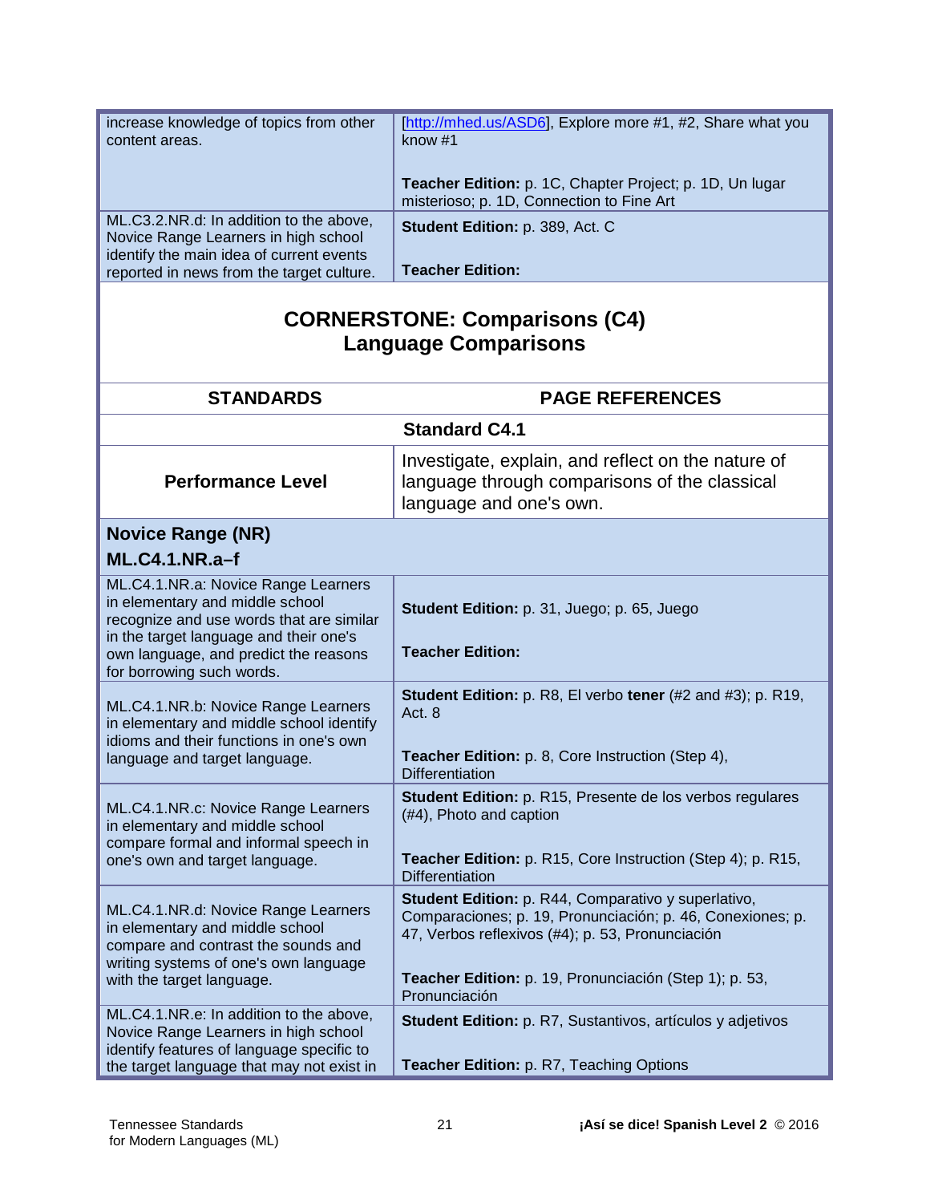| | |
|---|---|
| increase knowledge of topics from other content areas. | [http://mhed.us/ASD6], Explore more #1, #2, Share what you know #1<br><br>**Teacher Edition:** p. 1C, Chapter Project; p. 1D, Un lugar misterioso; p. 1D, Connection to Fine Art |
| ML.C3.2.NR.d: In addition to the above, Novice Range Learners in high school identify the main idea of current events reported in news from the target culture. | **Student Edition:** p. 389, Act. C<br><br>**Teacher Edition:** |

## CORNERSTONE: Comparisons (C4)
## Language Comparisons

| STANDARDS | PAGE REFERENCES |
|---|---|
| **Standard C4.1** | |
| **Performance Level** | Investigate, explain, and reflect on the nature of language through comparisons of the classical language and one's own. |
| **Novice Range (NR)**<br>**ML.C4.1.NR.a–f** | |
| ML.C4.1.NR.a: Novice Range Learners in elementary and middle school recognize and use words that are similar in the target language and their one's own language, and predict the reasons for borrowing such words. | **Student Edition:** p. 31, Juego; p. 65, Juego<br><br>**Teacher Edition:** |
| ML.C4.1.NR.b: Novice Range Learners in elementary and middle school identify idioms and their functions in one's own language and target language. | **Student Edition:** p. R8, El verbo **tener** (#2 and #3); p. R19, Act. 8<br><br>**Teacher Edition:** p. 8, Core Instruction (Step 4), Differentiation |
| ML.C4.1.NR.c: Novice Range Learners in elementary and middle school compare formal and informal speech in one's own and target language. | **Student Edition:** p. R15, Presente de los verbos regulares (#4), Photo and caption<br><br>**Teacher Edition:** p. R15, Core Instruction (Step 4); p. R15, Differentiation |
| ML.C4.1.NR.d: Novice Range Learners in elementary and middle school compare and contrast the sounds and writing systems of one's own language with the target language. | **Student Edition:** p. R44, Comparativo y superlativo, Comparaciones; p. 19, Pronunciación; p. 46, Conexiones; p. 47, Verbos reflexivos (#4); p. 53, Pronunciación<br><br>**Teacher Edition:** p. 19, Pronunciación (Step 1); p. 53, Pronunciación |
| ML.C4.1.NR.e: In addition to the above, Novice Range Learners in high school identify features of language specific to the target language that may not exist in | **Student Edition:** p. R7, Sustantivos, artículos y adjetivos<br><br>**Teacher Edition:** p. R7, Teaching Options |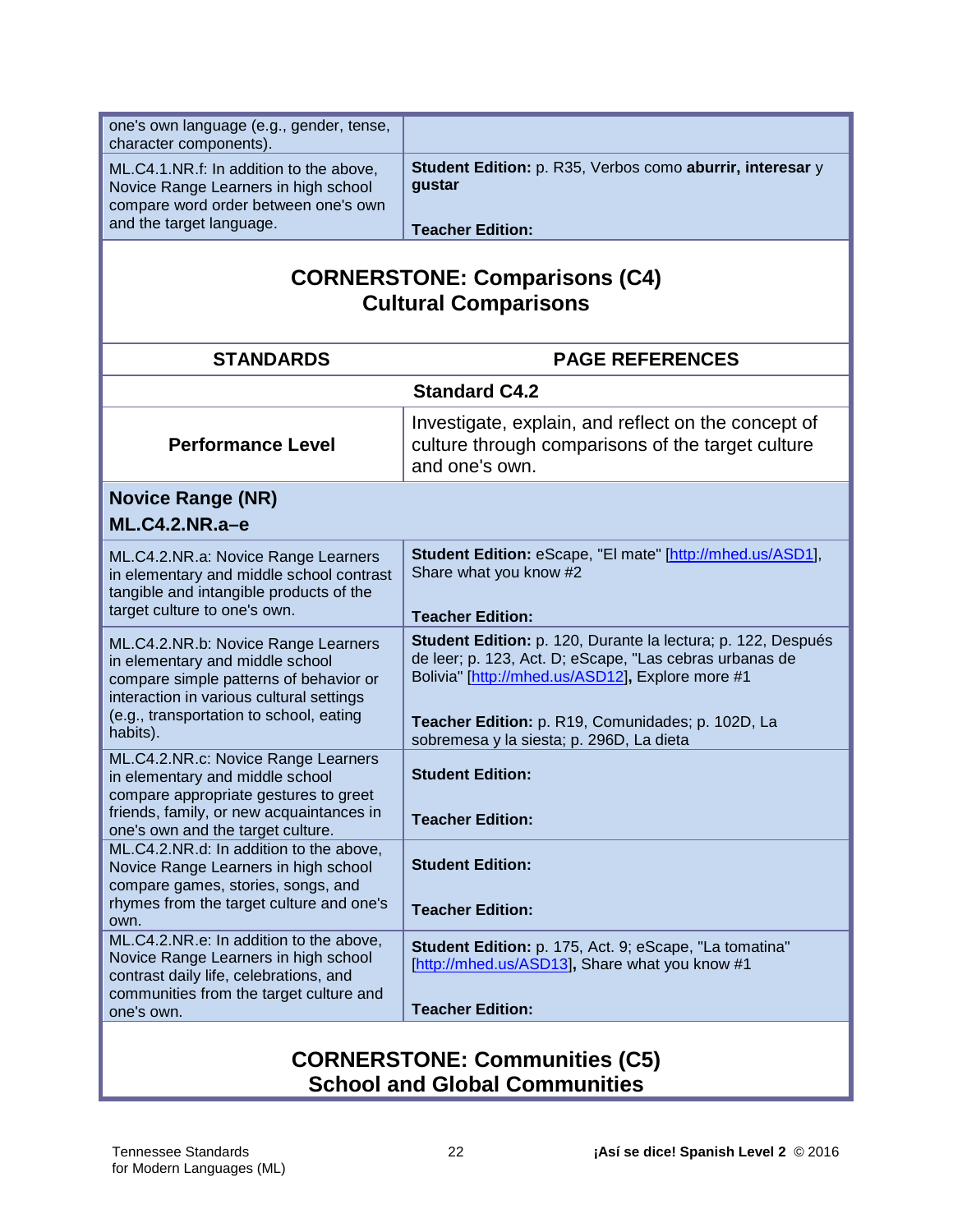| | |
|---|---|
| one's own language (e.g., gender, tense, character components). | |
| ML.C4.1.NR.f: In addition to the above, Novice Range Learners in high school compare word order between one's own and the target language. | **Student Edition:** p. R35, Verbos como **aburrir, interesar** y **gustar**<br><br>**Teacher Edition:** |

## CORNERSTONE: Comparisons (C4)
## Cultural Comparisons

| STANDARDS | PAGE REFERENCES |
|---|---|
| **Standard C4.2** | |
| **Performance Level** | Investigate, explain, and reflect on the concept of culture through comparisons of the target culture and one's own. |
| **Novice Range (NR)**<br>**ML.C4.2.NR.a–e** | |
| ML.C4.2.NR.a: Novice Range Learners in elementary and middle school contrast tangible and intangible products of the target culture to one's own. | **Student Edition:** eScape, "El mate" [http://mhed.us/ASD1], Share what you know #2<br><br>**Teacher Edition:** |
| ML.C4.2.NR.b: Novice Range Learners in elementary and middle school compare simple patterns of behavior or interaction in various cultural settings (e.g., transportation to school, eating habits). | **Student Edition:** p. 120, Durante la lectura; p. 122, Después de leer; p. 123, Act. D; eScape, "Las cebras urbanas de Bolivia" [http://mhed.us/ASD12]**,** Explore more #1<br><br>**Teacher Edition:** p. R19, Comunidades; p. 102D, La sobremesa y la siesta; p. 296D, La dieta |
| ML.C4.2.NR.c: Novice Range Learners in elementary and middle school compare appropriate gestures to greet friends, family, or new acquaintances in one's own and the target culture. | **Student Edition:**<br><br>**Teacher Edition:** |
| ML.C4.2.NR.d: In addition to the above, Novice Range Learners in high school compare games, stories, songs, and rhymes from the target culture and one's own. | **Student Edition:**<br><br>**Teacher Edition:** |
| ML.C4.2.NR.e: In addition to the above, Novice Range Learners in high school contrast daily life, celebrations, and communities from the target culture and one's own. | **Student Edition:** p. 175, Act. 9; eScape, "La tomatina" [http://mhed.us/ASD13]**,** Share what you know #1<br><br>**Teacher Edition:** |

## CORNERSTONE: Communities (C5)
## School and Global Communities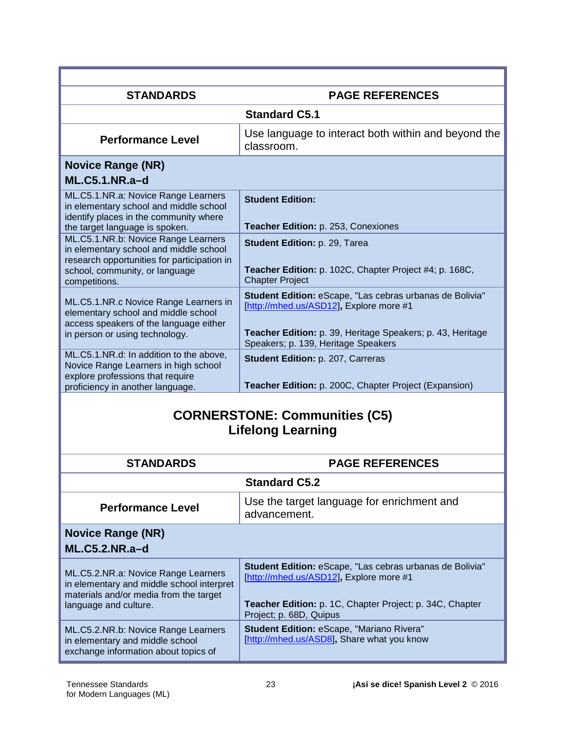| STANDARDS | PAGE REFERENCES |
|---|---|
| | **Standard C5.1** |
| **Performance Level** | Use language to interact both within and beyond the classroom. |
| **Novice Range (NR)**<br>**ML.C5.1.NR.a–d** | |
| ML.C5.1.NR.a: Novice Range Learners in elementary school and middle school identify places in the community where the target language is spoken. | **Student Edition:**<br><br>**Teacher Edition:** p. 253, Conexiones |
| ML.C5.1.NR.b: Novice Range Learners in elementary school and middle school research opportunities for participation in school, community, or language competitions. | **Student Edition:** p. 29, Tarea<br><br>**Teacher Edition:** p. 102C, Chapter Project #4; p. 168C, Chapter Project |
| ML.C5.1.NR.c Novice Range Learners in elementary school and middle school access speakers of the language either in person or using technology. | **Student Edition:** eScape, "Las cebras urbanas de Bolivia" [http://mhed.us/ASD12], Explore more #1<br><br>**Teacher Edition:** p. 39, Heritage Speakers; p. 43, Heritage Speakers; p. 139, Heritage Speakers |
| ML.C5.1.NR.d: In addition to the above, Novice Range Learners in high school explore professions that require proficiency in another language. | **Student Edition:** p. 207, Carreras<br><br>**Teacher Edition:** p. 200C, Chapter Project (Expansion) |

## CORNERSTONE: Communities (C5)
## Lifelong Learning

| STANDARDS | PAGE REFERENCES |
|---|---|
| | **Standard C5.2** |
| **Performance Level** | Use the target language for enrichment and advancement. |
| **Novice Range (NR)**<br>**ML.C5.2.NR.a–d** | |
| ML.C5.2.NR.a: Novice Range Learners in elementary and middle school interpret materials and/or media from the target language and culture. | **Student Edition:** eScape, "Las cebras urbanas de Bolivia" [http://mhed.us/ASD12], Explore more #1<br><br>**Teacher Edition:** p. 1C, Chapter Project; p. 34C, Chapter Project; p. 68D, Quipus |
| ML.C5.2.NR.b: Novice Range Learners in elementary and middle school exchange information about topics of | **Student Edition:** eScape, "Mariano Rivera" [http://mhed.us/ASD8], Share what you know |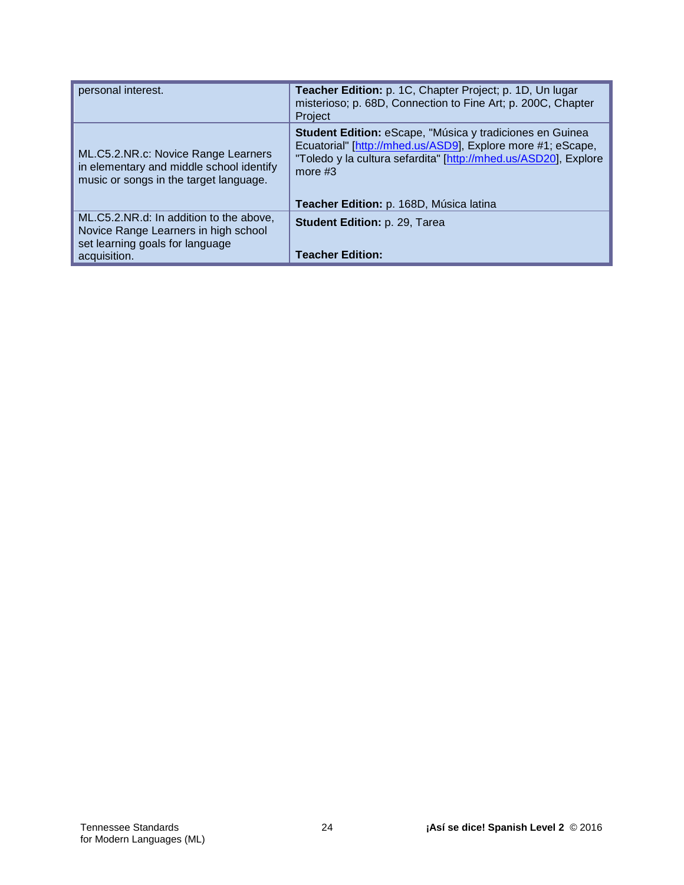| | |
|---|---|
| personal interest. | **Teacher Edition:** p. 1C, Chapter Project; p. 1D, Un lugar misterioso; p. 68D, Connection to Fine Art; p. 200C, Chapter Project |
| ML.C5.2.NR.c: Novice Range Learners in elementary and middle school identify music or songs in the target language. | **Student Edition:** eScape, "Música y tradiciones en Guinea Ecuatorial" [http://mhed.us/ASD9], Explore more #1; eScape, "Toledo y la cultura sefardita" [http://mhed.us/ASD20], Explore more #3<br><br>**Teacher Edition:** p. 168D, Música latina |
| ML.C5.2.NR.d: In addition to the above, Novice Range Learners in high school set learning goals for language acquisition. | **Student Edition:** p. 29, Tarea<br><br>**Teacher Edition:** |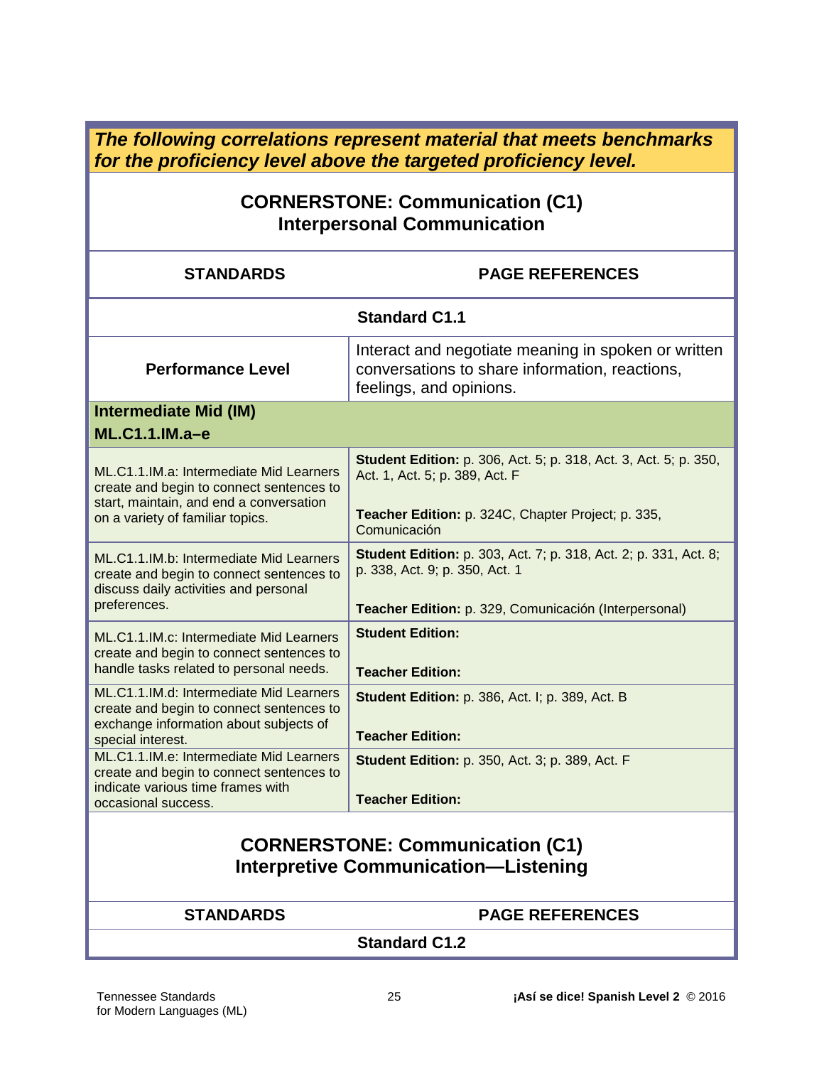***The following correlations represent material that meets benchmarks for the proficiency level above the targeted proficiency level.***

## CORNERSTONE: Communication (C1)
## Interpersonal Communication

| STANDARDS | PAGE REFERENCES |
|---|---|
| **Standard C1.1** | |
| **Performance Level** | Interact and negotiate meaning in spoken or written conversations to share information, reactions, feelings, and opinions. |
| **Intermediate Mid (IM)** **ML.C1.1.IM.a–e** | |
| ML.C1.1.IM.a: Intermediate Mid Learners create and begin to connect sentences to start, maintain, and end a conversation on a variety of familiar topics. | **Student Edition:** p. 306, Act. 5; p. 318, Act. 3, Act. 5; p. 350, Act. 1, Act. 5; p. 389, Act. F<br><br>**Teacher Edition:** p. 324C, Chapter Project; p. 335, Comunicación |
| ML.C1.1.IM.b: Intermediate Mid Learners create and begin to connect sentences to discuss daily activities and personal preferences. | **Student Edition:** p. 303, Act. 7; p. 318, Act. 2; p. 331, Act. 8; p. 338, Act. 9; p. 350, Act. 1<br><br>**Teacher Edition:** p. 329, Comunicación (Interpersonal) |
| ML.C1.1.IM.c: Intermediate Mid Learners create and begin to connect sentences to handle tasks related to personal needs. | **Student Edition:**<br><br>**Teacher Edition:** |
| ML.C1.1.IM.d: Intermediate Mid Learners create and begin to connect sentences to exchange information about subjects of special interest. | **Student Edition:** p. 386, Act. I; p. 389, Act. B<br><br>**Teacher Edition:** |
| ML.C1.1.IM.e: Intermediate Mid Learners create and begin to connect sentences to indicate various time frames with occasional success. | **Student Edition:** p. 350, Act. 3; p. 389, Act. F<br><br>**Teacher Edition:** |

## CORNERSTONE: Communication (C1)
## Interpretive Communication—Listening

| STANDARDS | PAGE REFERENCES |
|---|---|
| **Standard C1.2** | |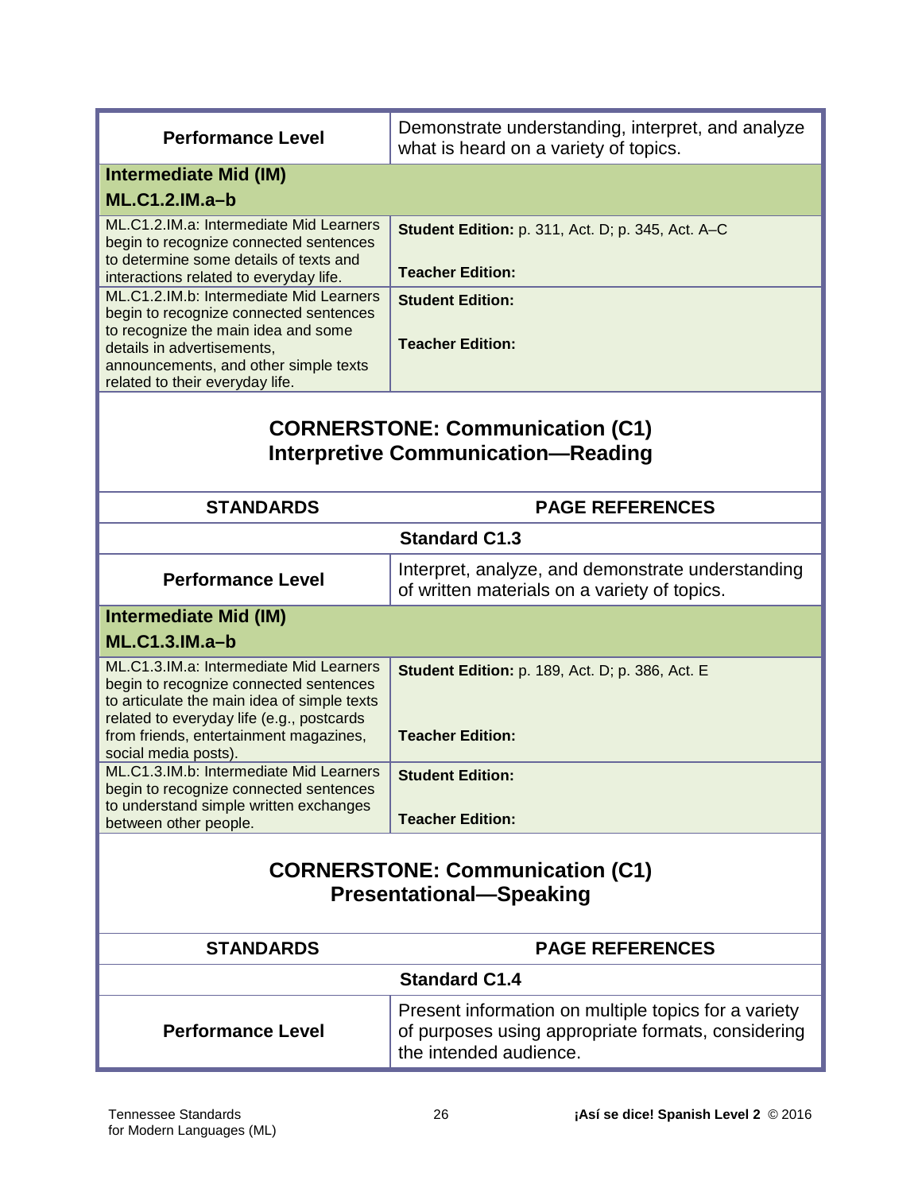| Performance Level | Demonstrate understanding, interpret, and analyze what is heard on a variety of topics. |
|---|---|
| **Intermediate Mid (IM)**<br>**ML.C1.2.IM.a–b** | |
| ML.C1.2.IM.a: Intermediate Mid Learners begin to recognize connected sentences to determine some details of texts and interactions related to everyday life. | **Student Edition:** p. 311, Act. D; p. 345, Act. A–C<br><br>**Teacher Edition:** |
| ML.C1.2.IM.b: Intermediate Mid Learners begin to recognize connected sentences to recognize the main idea and some details in advertisements, announcements, and other simple texts related to their everyday life. | **Student Edition:**<br><br>**Teacher Edition:** |

## CORNERSTONE: Communication (C1)
## Interpretive Communication—Reading

| STANDARDS | PAGE REFERENCES |
|---|---|
| **Standard C1.3** | |
| **Performance Level** | Interpret, analyze, and demonstrate understanding of written materials on a variety of topics. |
| **Intermediate Mid (IM)**<br>**ML.C1.3.IM.a–b** | |
| ML.C1.3.IM.a: Intermediate Mid Learners begin to recognize connected sentences to articulate the main idea of simple texts related to everyday life (e.g., postcards from friends, entertainment magazines, social media posts). | **Student Edition:** p. 189, Act. D; p. 386, Act. E<br><br>**Teacher Edition:** |
| ML.C1.3.IM.b: Intermediate Mid Learners begin to recognize connected sentences to understand simple written exchanges between other people. | **Student Edition:**<br><br>**Teacher Edition:** |

## CORNERSTONE: Communication (C1)
## Presentational—Speaking

| STANDARDS | PAGE REFERENCES |
|---|---|
| **Standard C1.4** | |
| **Performance Level** | Present information on multiple topics for a variety of purposes using appropriate formats, considering the intended audience. |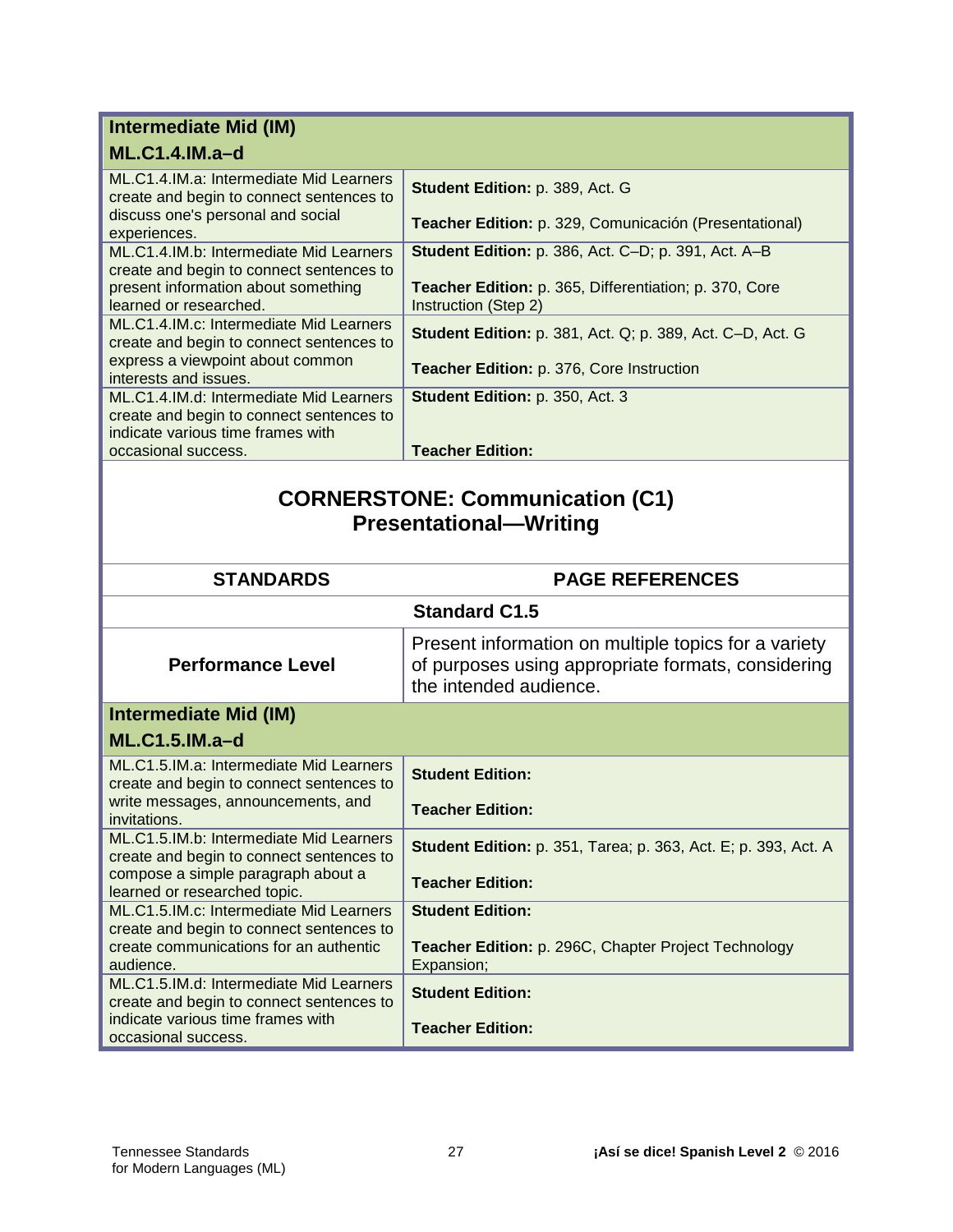| **Intermediate Mid (IM)** **ML.C1.4.IM.a–d** | |
|---|---|
| ML.C1.4.IM.a: Intermediate Mid Learners create and begin to connect sentences to discuss one's personal and social experiences. | **Student Edition:** p. 389, Act. G<br><br>**Teacher Edition:** p. 329, Comunicación (Presentational) |
| ML.C1.4.IM.b: Intermediate Mid Learners create and begin to connect sentences to present information about something learned or researched. | **Student Edition:** p. 386, Act. C–D; p. 391, Act. A–B<br><br>**Teacher Edition:** p. 365, Differentiation; p. 370, Core Instruction (Step 2) |
| ML.C1.4.IM.c: Intermediate Mid Learners create and begin to connect sentences to express a viewpoint about common interests and issues. | **Student Edition:** p. 381, Act. Q; p. 389, Act. C–D, Act. G<br><br>**Teacher Edition:** p. 376, Core Instruction |
| ML.C1.4.IM.d: Intermediate Mid Learners create and begin to connect sentences to indicate various time frames with occasional success. | **Student Edition:** p. 350, Act. 3<br><br>**Teacher Edition:** |

## CORNERSTONE: Communication (C1) Presentational—Writing

| STANDARDS | PAGE REFERENCES |
|---|---|
| **Standard C1.5** | |
| **Performance Level** | Present information on multiple topics for a variety of purposes using appropriate formats, considering the intended audience. |
| **Intermediate Mid (IM)** **ML.C1.5.IM.a–d** | |
| ML.C1.5.IM.a: Intermediate Mid Learners create and begin to connect sentences to write messages, announcements, and invitations. | **Student Edition:**<br><br>**Teacher Edition:** |
| ML.C1.5.IM.b: Intermediate Mid Learners create and begin to connect sentences to compose a simple paragraph about a learned or researched topic. | **Student Edition:** p. 351, Tarea; p. 363, Act. E; p. 393, Act. A<br><br>**Teacher Edition:** |
| ML.C1.5.IM.c: Intermediate Mid Learners create and begin to connect sentences to create communications for an authentic audience. | **Student Edition:**<br><br>**Teacher Edition:** p. 296C, Chapter Project Technology Expansion; |
| ML.C1.5.IM.d: Intermediate Mid Learners create and begin to connect sentences to indicate various time frames with occasional success. | **Student Edition:**<br><br>**Teacher Edition:** |